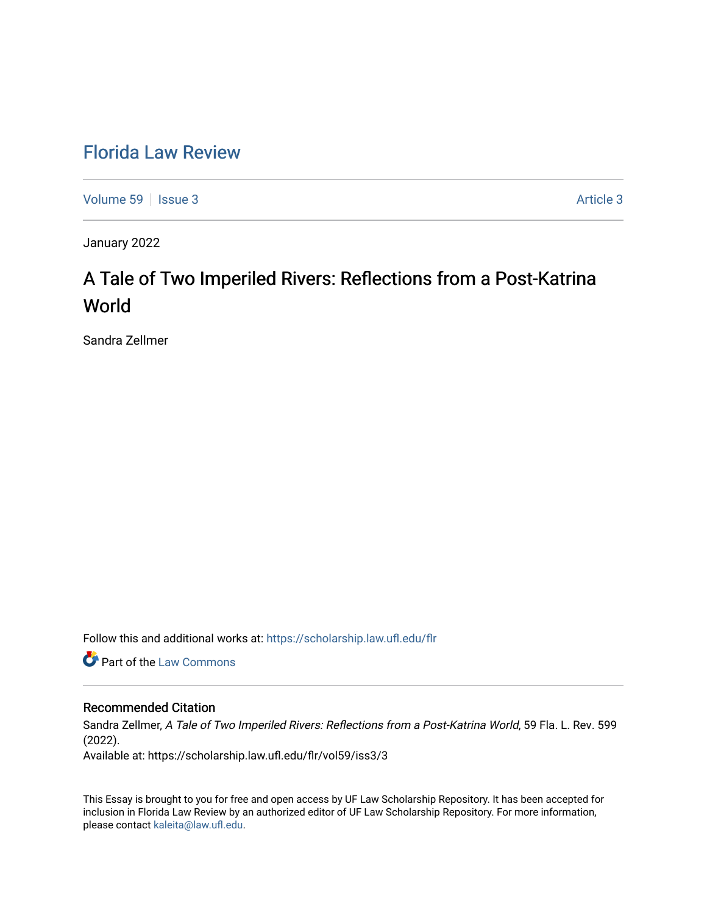# Florida Law Review

Volume 59 | Issue 3 | Article 3

January 2022

## A Tale of Two Imperiled Rivers: Reflections from a Post-Katrina World

Sandra Zellmer

Follow this and additional works at: https://scholarship.law.ufl.edu/flr

Part of the Law Commons

### Recommended Citation

Sandra Zellmer, *A Tale of Two Imperiled Rivers: Reflections from a Post-Katrina World*, 59 Fla. L. Rev. 599 (2022).

Available at: https://scholarship.law.ufl.edu/flr/vol59/iss3/3

This Essay is brought to you for free and open access by UF Law Scholarship Repository. It has been accepted for inclusion in Florida Law Review by an authorized editor of UF Law Scholarship Repository. For more information, please contact kaleita@law.ufl.edu.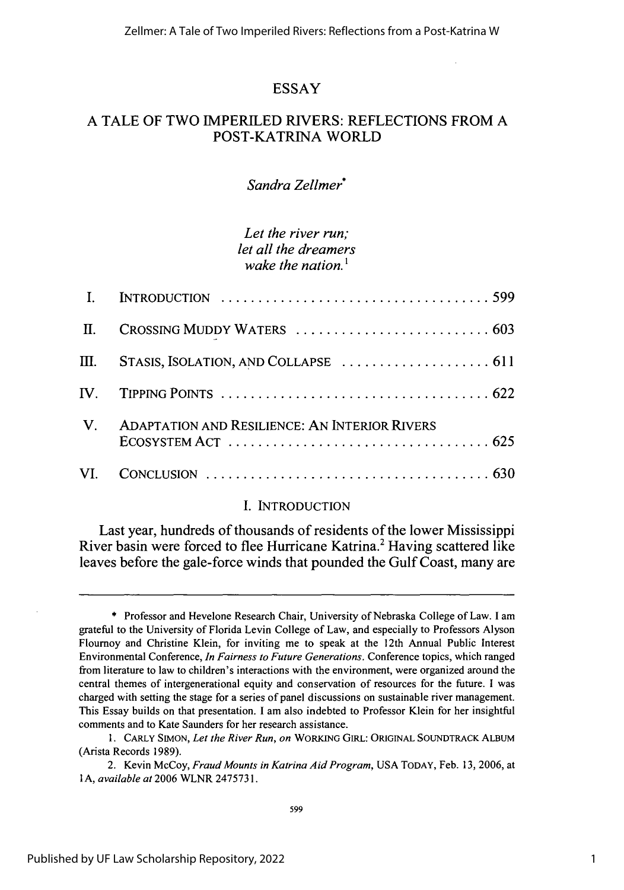# ESSAY

# A TALE OF TWO IMPERILED RIVERS: REFLECTIONS FROM A POST-KATRINA WORLD

*Sandra Zellmer*[*]

*Let the river run;*
*let all the dreamers*
*wake the nation.*[1]

| | | |
|---|---|---|
| I. | INTRODUCTION | 599 |
| II. | CROSSING MUDDY WATERS | 603 |
| III. | STASIS, ISOLATION, AND COLLAPSE | 611 |
| IV. | TIPPING POINTS | 622 |
| V. | ADAPTATION AND RESILIENCE: AN INTERIOR RIVERS ECOSYSTEM ACT | 625 |
| VI. | CONCLUSION | 630 |

## I. INTRODUCTION

Last year, hundreds of thousands of residents of the lower Mississippi River basin were forced to flee Hurricane Katrina.[2] Having scattered like leaves before the gale-force winds that pounded the Gulf Coast, many are

---

\* Professor and Hevelone Research Chair, University of Nebraska College of Law. I am grateful to the University of Florida Levin College of Law, and especially to Professors Alyson Flournoy and Christine Klein, for inviting me to speak at the 12th Annual Public Interest Environmental Conference, *In Fairness to Future Generations*. Conference topics, which ranged from literature to law to children's interactions with the environment, were organized around the central themes of intergenerational equity and conservation of resources for the future. I was charged with setting the stage for a series of panel discussions on sustainable river management. This Essay builds on that presentation. I am also indebted to Professor Klein for her insightful comments and to Kate Saunders for her research assistance.

1. CARLY SIMON, *Let the River Run*, *on* WORKING GIRL: ORIGINAL SOUNDTRACK ALBUM (Arista Records 1989).

2. Kevin McCoy, *Fraud Mounts in Katrina Aid Program*, USA TODAY, Feb. 13, 2006, at 1A, *available at* 2006 WLNR 2475731.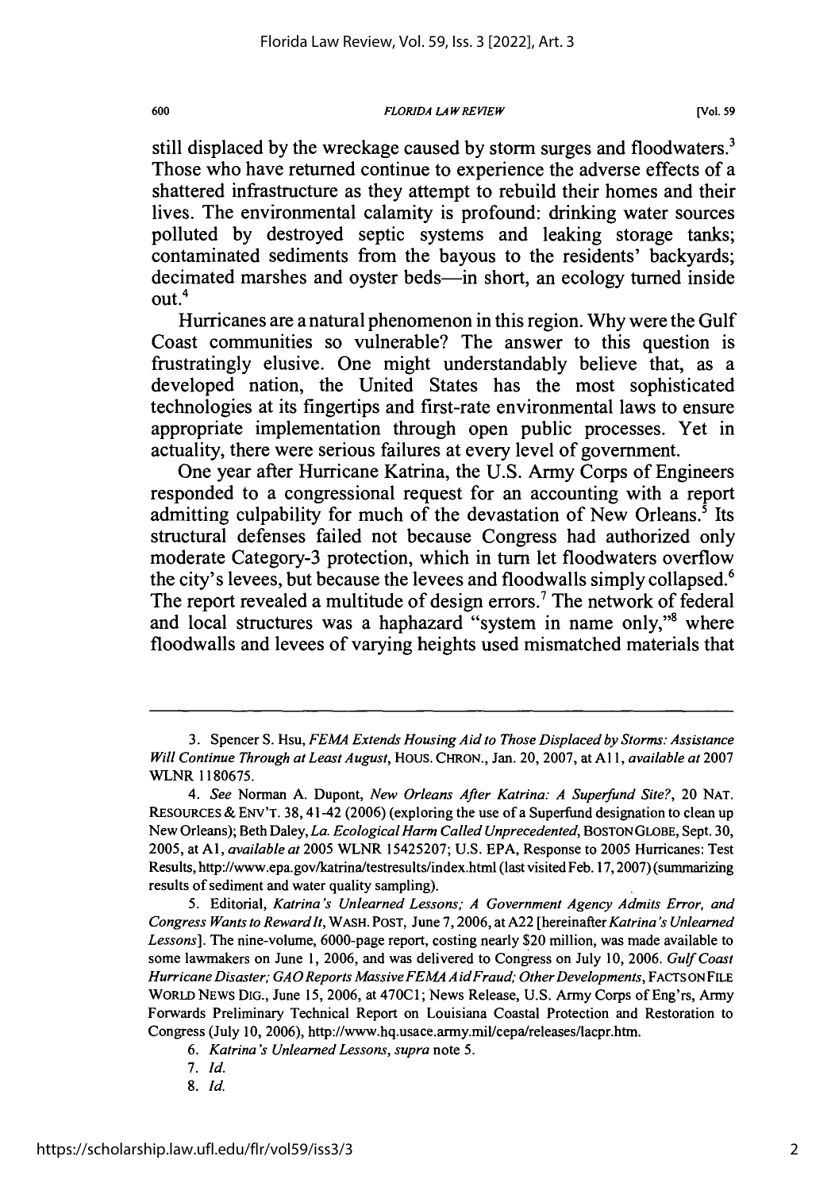still displaced by the wreckage caused by storm surges and floodwaters.[3] Those who have returned continue to experience the adverse effects of a shattered infrastructure as they attempt to rebuild their homes and their lives. The environmental calamity is profound: drinking water sources polluted by destroyed septic systems and leaking storage tanks; contaminated sediments from the bayous to the residents' backyards; decimated marshes and oyster beds—in short, an ecology turned inside out.[4]

Hurricanes are a natural phenomenon in this region. Why were the Gulf Coast communities so vulnerable? The answer to this question is frustratingly elusive. One might understandably believe that, as a developed nation, the United States has the most sophisticated technologies at its fingertips and first-rate environmental laws to ensure appropriate implementation through open public processes. Yet in actuality, there were serious failures at every level of government.

One year after Hurricane Katrina, the U.S. Army Corps of Engineers responded to a congressional request for an accounting with a report admitting culpability for much of the devastation of New Orleans.[5] Its structural defenses failed not because Congress had authorized only moderate Category-3 protection, which in turn let floodwaters overflow the city's levees, but because the levees and floodwalls simply collapsed.[6] The report revealed a multitude of design errors.[7] The network of federal and local structures was a haphazard "system in name only,"[8] where floodwalls and levees of varying heights used mismatched materials that

---

3. Spencer S. Hsu, *FEMA Extends Housing Aid to Those Displaced by Storms: Assistance Will Continue Through at Least August*, HOUS. CHRON., Jan. 20, 2007, at A11, *available at* 2007 WLNR 1180675.

4. *See* Norman A. Dupont, *New Orleans After Katrina: A Superfund Site?*, 20 NAT. RESOURCES & ENV'T. 38, 41-42 (2006) (exploring the use of a Superfund designation to clean up New Orleans); Beth Daley, *La. Ecological Harm Called Unprecedented*, BOSTON GLOBE, Sept. 30, 2005, at A1, *available at* 2005 WLNR 15425207; U.S. EPA, Response to 2005 Hurricanes: Test Results, http://www.epa.gov/katrina/testresults/index.html (last visited Feb. 17, 2007) (summarizing results of sediment and water quality sampling).

5. Editorial, *Katrina's Unlearned Lessons; A Government Agency Admits Error, and Congress Wants to Reward It*, WASH. POST, June 7, 2006, at A22 [hereinafter *Katrina's Unlearned Lessons*]. The nine-volume, 6000-page report, costing nearly $20 million, was made available to some lawmakers on June 1, 2006, and was delivered to Congress on July 10, 2006. *Gulf Coast Hurricane Disaster; GAO Reports Massive FEMA Aid Fraud; Other Developments*, FACTS ON FILE WORLD NEWS DIG., June 15, 2006, at 470C1; News Release, U.S. Army Corps of Eng'rs, Army Forwards Preliminary Technical Report on Louisiana Coastal Protection and Restoration to Congress (July 10, 2006), http://www.hq.usace.army.mil/cepa/releases/lacpr.htm.

6. *Katrina's Unlearned Lessons*, *supra* note 5.

7. *Id.*

8. *Id.*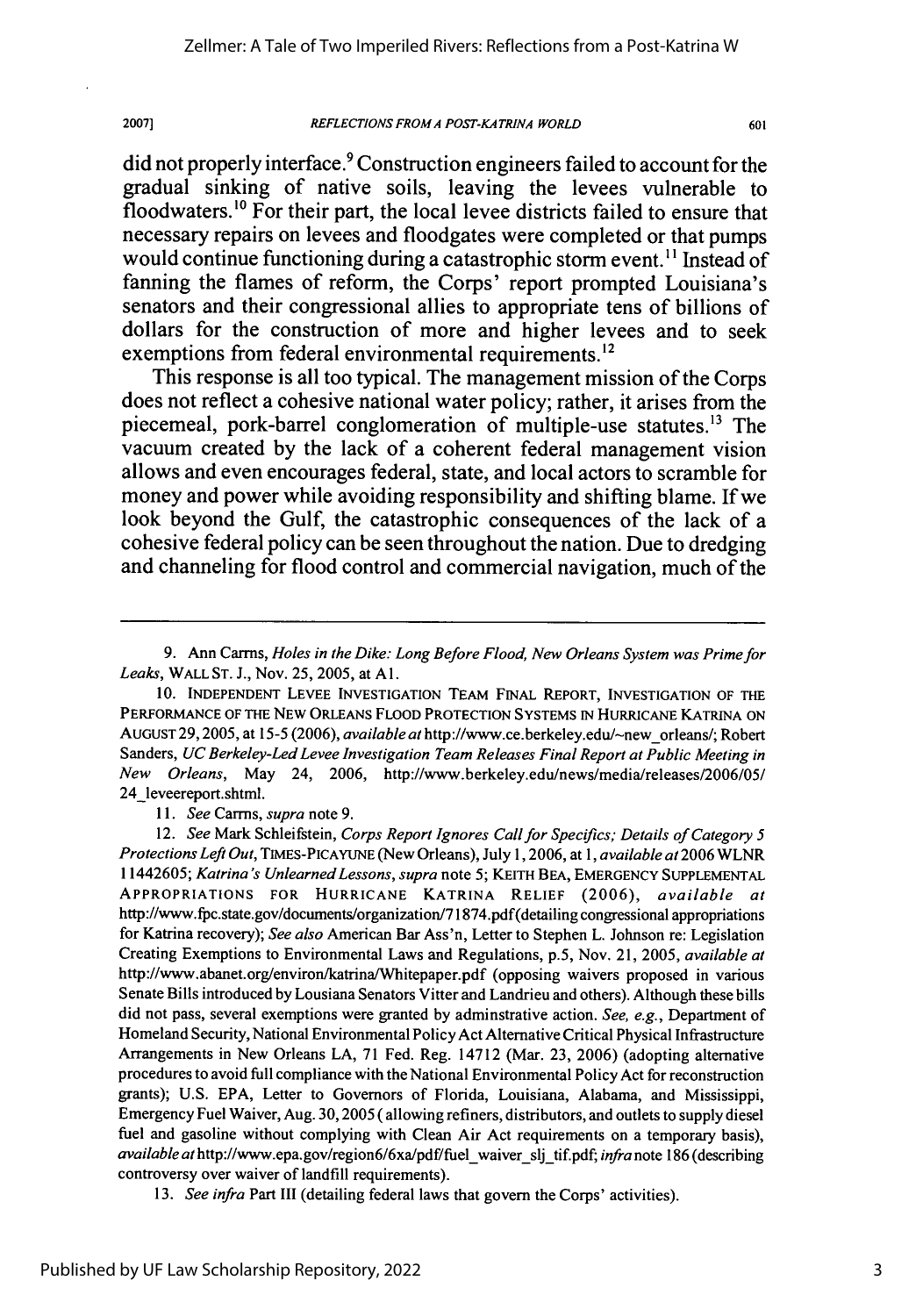did not properly interface.[9] Construction engineers failed to account for the gradual sinking of native soils, leaving the levees vulnerable to floodwaters.[10] For their part, the local levee districts failed to ensure that necessary repairs on levees and floodgates were completed or that pumps would continue functioning during a catastrophic storm event.[11] Instead of fanning the flames of reform, the Corps' report prompted Louisiana's senators and their congressional allies to appropriate tens of billions of dollars for the construction of more and higher levees and to seek exemptions from federal environmental requirements.[12]

This response is all too typical. The management mission of the Corps does not reflect a cohesive national water policy; rather, it arises from the piecemeal, pork-barrel conglomeration of multiple-use statutes.[13] The vacuum created by the lack of a coherent federal management vision allows and even encourages federal, state, and local actors to scramble for money and power while avoiding responsibility and shifting blame. If we look beyond the Gulf, the catastrophic consequences of the lack of a cohesive federal policy can be seen throughout the nation. Due to dredging and channeling for flood control and commercial navigation, much of the

---

9. Ann Carrns, *Holes in the Dike: Long Before Flood, New Orleans System was Prime for Leaks*, WALL ST. J., Nov. 25, 2005, at A1.

10. INDEPENDENT LEVEE INVESTIGATION TEAM FINAL REPORT, INVESTIGATION OF THE PERFORMANCE OF THE NEW ORLEANS FLOOD PROTECTION SYSTEMS IN HURRICANE KATRINA ON AUGUST 29, 2005, at 15-5 (2006), *available at* http://www.ce.berkeley.edu/~new_orleans/; Robert Sanders, *UC Berkeley-Led Levee Investigation Team Releases Final Report at Public Meeting in New Orleans*, May 24, 2006, http://www.berkeley.edu/news/media/releases/2006/05/24_leveereport.shtml.

11. *See* Carrns, *supra* note 9.

12. *See* Mark Schleifstein, *Corps Report Ignores Call for Specifics; Details of Category 5 Protections Left Out*, TIMES-PICAYUNE (New Orleans), July 1, 2006, at 1, *available at* 2006 WLNR 11442605; *Katrina's Unlearned Lessons*, *supra* note 5; KEITH BEA, EMERGENCY SUPPLEMENTAL APPROPRIATIONS FOR HURRICANE KATRINA RELIEF (2006), *available at* http://www.fpc.state.gov/documents/organization/71874.pdf (detailing congressional appropriations for Katrina recovery); *See also* American Bar Ass'n, Letter to Stephen L. Johnson re: Legislation Creating Exemptions to Environmental Laws and Regulations, p.5, Nov. 21, 2005, *available at* http://www.abanet.org/environ/katrina/Whitepaper.pdf (opposing waivers proposed in various Senate Bills introduced by Lousiana Senators Vitter and Landrieu and others). Although these bills did not pass, several exemptions were granted by adminstrative action. *See, e.g.*, Department of Homeland Security, National Environmental Policy Act Alternative Critical Physical Infrastructure Arrangements in New Orleans LA, 71 Fed. Reg. 14712 (Mar. 23, 2006) (adopting alternative procedures to avoid full compliance with the National Environmental Policy Act for reconstruction grants); U.S. EPA, Letter to Governors of Florida, Louisiana, Alabama, and Mississippi, Emergency Fuel Waiver, Aug. 30, 2005 (allowing refiners, distributors, and outlets to supply diesel fuel and gasoline without complying with Clean Air Act requirements on a temporary basis), *available at* http://www.epa.gov/region6/6xa/pdf/fuel_waiver_slj_tif.pdf; *infra* note 186 (describing controversy over waiver of landfill requirements).

13. *See infra* Part III (detailing federal laws that govern the Corps' activities).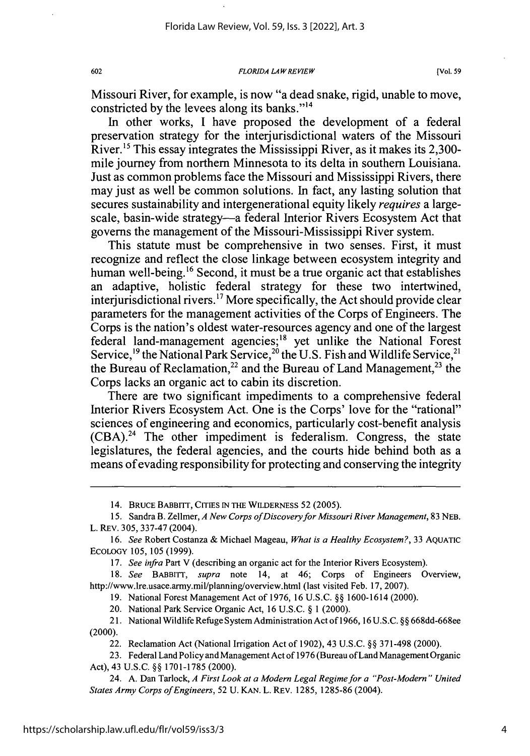Missouri River, for example, is now "a dead snake, rigid, unable to move, constricted by the levees along its banks."[14]

In other works, I have proposed the development of a federal preservation strategy for the interjurisdictional waters of the Missouri River.[15] This essay integrates the Mississippi River, as it makes its 2,300-mile journey from northern Minnesota to its delta in southern Louisiana. Just as common problems face the Missouri and Mississippi Rivers, there may just as well be common solutions. In fact, any lasting solution that secures sustainability and intergenerational equity likely *requires* a large-scale, basin-wide strategy—a federal Interior Rivers Ecosystem Act that governs the management of the Missouri-Mississippi River system.

This statute must be comprehensive in two senses. First, it must recognize and reflect the close linkage between ecosystem integrity and human well-being.[16] Second, it must be a true organic act that establishes an adaptive, holistic federal strategy for these two intertwined, interjurisdictional rivers.[17] More specifically, the Act should provide clear parameters for the management activities of the Corps of Engineers. The Corps is the nation's oldest water-resources agency and one of the largest federal land-management agencies;[18] yet unlike the National Forest Service,[19] the National Park Service,[20] the U.S. Fish and Wildlife Service,[21] the Bureau of Reclamation,[22] and the Bureau of Land Management,[23] the Corps lacks an organic act to cabin its discretion.

There are two significant impediments to a comprehensive federal Interior Rivers Ecosystem Act. One is the Corps' love for the "rational" sciences of engineering and economics, particularly cost-benefit analysis (CBA).[24] The other impediment is federalism. Congress, the state legislatures, the federal agencies, and the courts hide behind both as a means of evading responsibility for protecting and conserving the integrity

---

14. BRUCE BABBITT, CITIES IN THE WILDERNESS 52 (2005).

15. Sandra B. Zellmer, *A New Corps of Discovery for Missouri River Management*, 83 NEB. L. REV. 305, 337-47 (2004).

16. *See* Robert Costanza & Michael Mageau, *What is a Healthy Ecosystem?*, 33 AQUATIC ECOLOGY 105, 105 (1999).

17. *See infra* Part V (describing an organic act for the Interior Rivers Ecosystem).

18. *See* BABBITT, *supra* note 14, at 46; Corps of Engineers Overview, http://www.lre.usace.army.mil/planning/overview.html (last visited Feb. 17, 2007).

19. National Forest Management Act of 1976, 16 U.S.C. §§ 1600-1614 (2000).

20. National Park Service Organic Act, 16 U.S.C. § 1 (2000).

21. National Wildlife Refuge System Administration Act of 1966, 16 U.S.C. §§ 668dd-668ee (2000).

22. Reclamation Act (National Irrigation Act of 1902), 43 U.S.C. §§ 371-498 (2000).

23. Federal Land Policy and Management Act of 1976 (Bureau of Land Management Organic Act), 43 U.S.C. §§ 1701-1785 (2000).

24. A. Dan Tarlock, *A First Look at a Modern Legal Regime for a "Post-Modern" United States Army Corps of Engineers*, 52 U. KAN. L. REV. 1285, 1285-86 (2004).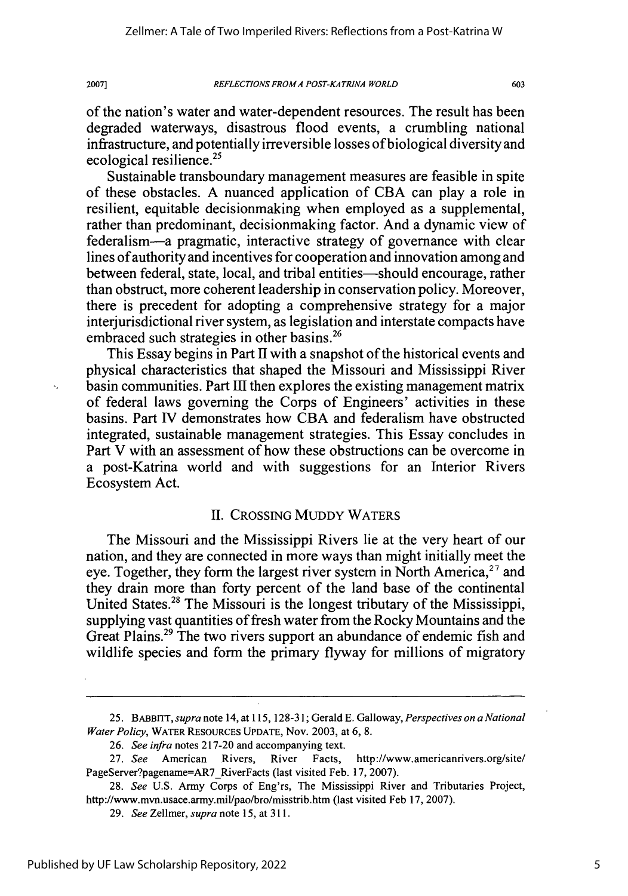of the nation's water and water-dependent resources. The result has been degraded waterways, disastrous flood events, a crumbling national infrastructure, and potentially irreversible losses of biological diversity and ecological resilience.[25]

Sustainable transboundary management measures are feasible in spite of these obstacles. A nuanced application of CBA can play a role in resilient, equitable decisionmaking when employed as a supplemental, rather than predominant, decisionmaking factor. And a dynamic view of federalism—a pragmatic, interactive strategy of governance with clear lines of authority and incentives for cooperation and innovation among and between federal, state, local, and tribal entities—should encourage, rather than obstruct, more coherent leadership in conservation policy. Moreover, there is precedent for adopting a comprehensive strategy for a major interjurisdictional river system, as legislation and interstate compacts have embraced such strategies in other basins.[26]

This Essay begins in Part II with a snapshot of the historical events and physical characteristics that shaped the Missouri and Mississippi River basin communities. Part III then explores the existing management matrix of federal laws governing the Corps of Engineers' activities in these basins. Part IV demonstrates how CBA and federalism have obstructed integrated, sustainable management strategies. This Essay concludes in Part V with an assessment of how these obstructions can be overcome in a post-Katrina world and with suggestions for an Interior Rivers Ecosystem Act.

## II. CROSSING MUDDY WATERS

The Missouri and the Mississippi Rivers lie at the very heart of our nation, and they are connected in more ways than might initially meet the eye. Together, they form the largest river system in North America,[27] and they drain more than forty percent of the land base of the continental United States.[28] The Missouri is the longest tributary of the Mississippi, supplying vast quantities of fresh water from the Rocky Mountains and the Great Plains.[29] The two rivers support an abundance of endemic fish and wildlife species and form the primary flyway for millions of migratory

---

25. BABBITT, *supra* note 14, at 115, 128-31; Gerald E. Galloway, *Perspectives on a National Water Policy*, WATER RESOURCES UPDATE, Nov. 2003, at 6, 8.

26. *See infra* notes 217-20 and accompanying text.

27. *See* American Rivers, River Facts, http://www.americanrivers.org/site/PageServer?pagename=AR7_RiverFacts (last visited Feb. 17, 2007).

28. *See* U.S. Army Corps of Eng'rs, The Mississippi River and Tributaries Project, http://www.mvn.usace.army.mil/pao/bro/misstrib.htm (last visited Feb 17, 2007).

29. *See* Zellmer, *supra* note 15, at 311.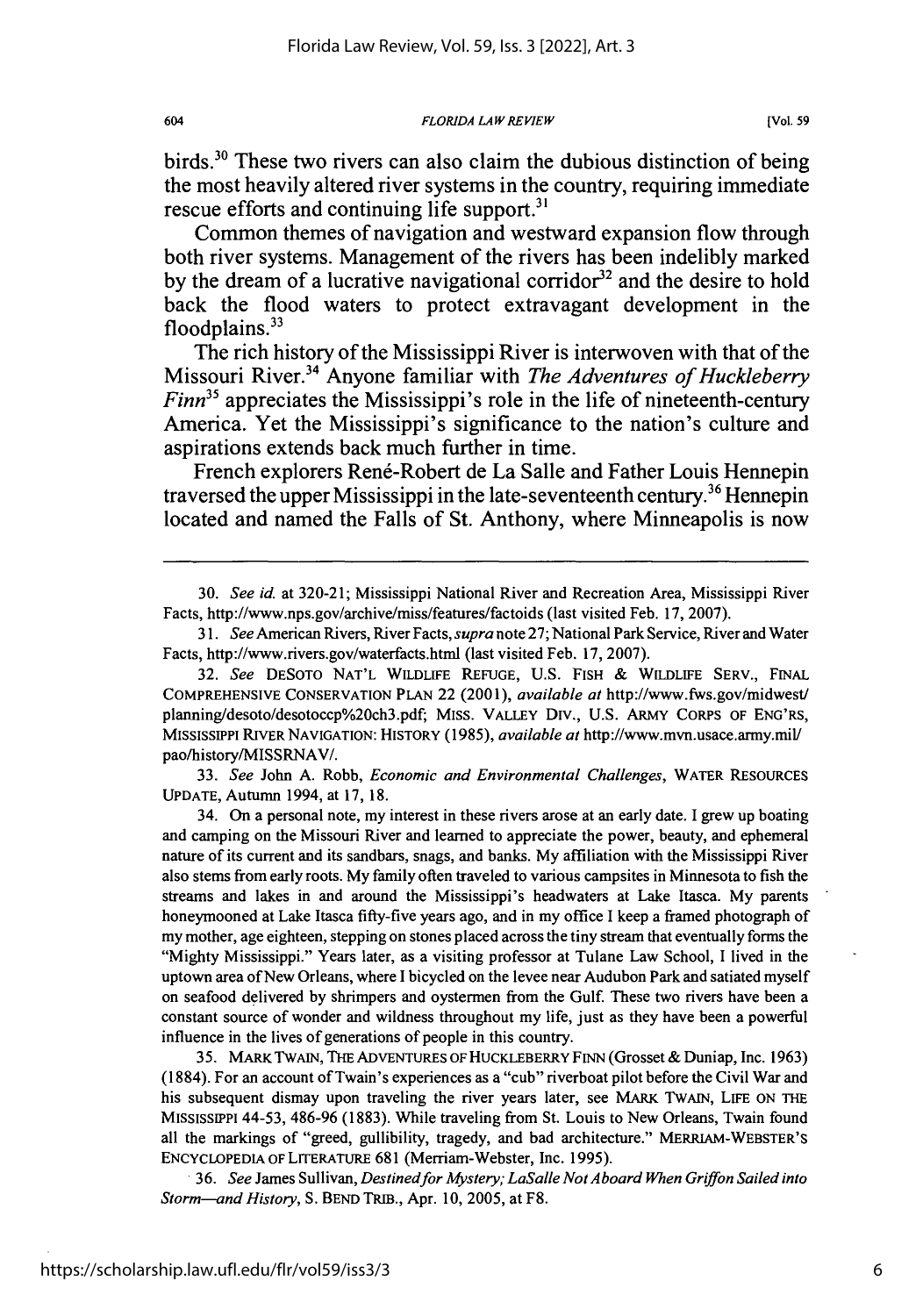birds.[30] These two rivers can also claim the dubious distinction of being the most heavily altered river systems in the country, requiring immediate rescue efforts and continuing life support.[31]

Common themes of navigation and westward expansion flow through both river systems. Management of the rivers has been indelibly marked by the dream of a lucrative navigational corridor[32] and the desire to hold back the flood waters to protect extravagant development in the floodplains.[33]

The rich history of the Mississippi River is interwoven with that of the Missouri River.[34] Anyone familiar with *The Adventures of Huckleberry Finn*[35] appreciates the Mississippi's role in the life of nineteenth-century America. Yet the Mississippi's significance to the nation's culture and aspirations extends back much further in time.

French explorers René-Robert de La Salle and Father Louis Hennepin traversed the upper Mississippi in the late-seventeenth century.[36] Hennepin located and named the Falls of St. Anthony, where Minneapolis is now

---

30. *See id.* at 320-21; Mississippi National River and Recreation Area, Mississippi River Facts, http://www.nps.gov/archive/miss/features/factoids (last visited Feb. 17, 2007).

31. *See* American Rivers, River Facts, *supra* note 27; National Park Service, River and Water Facts, http://www.rivers.gov/waterfacts.html (last visited Feb. 17, 2007).

32. *See* DESOTO NAT'L WILDLIFE REFUGE, U.S. FISH & WILDLIFE SERV., FINAL COMPREHENSIVE CONSERVATION PLAN 22 (2001), *available at* http://www.fws.gov/midwest/planning/desoto/desotoccp%20ch3.pdf; MISS. VALLEY DIV., U.S. ARMY CORPS OF ENG'RS, MISSISSIPPI RIVER NAVIGATION: HISTORY (1985), *available at* http://www.mvn.usace.army.mil/pao/history/MISSRNAV/.

33. *See* John A. Robb, *Economic and Environmental Challenges*, WATER RESOURCES UPDATE, Autumn 1994, at 17, 18.

34. On a personal note, my interest in these rivers arose at an early date. I grew up boating and camping on the Missouri River and learned to appreciate the power, beauty, and ephemeral nature of its current and its sandbars, snags, and banks. My affiliation with the Mississippi River also stems from early roots. My family often traveled to various campsites in Minnesota to fish the streams and lakes in and around the Mississippi's headwaters at Lake Itasca. My parents honeymooned at Lake Itasca fifty-five years ago, and in my office I keep a framed photograph of my mother, age eighteen, stepping on stones placed across the tiny stream that eventually forms the "Mighty Mississippi." Years later, as a visiting professor at Tulane Law School, I lived in the uptown area of New Orleans, where I bicycled on the levee near Audubon Park and satiated myself on seafood delivered by shrimpers and oystermen from the Gulf. These two rivers have been a constant source of wonder and wildness throughout my life, just as they have been a powerful influence in the lives of generations of people in this country.

35. MARK TWAIN, THE ADVENTURES OF HUCKLEBERRY FINN (Grosset & Dunlap, Inc. 1963) (1884). For an account of Twain's experiences as a "cub" riverboat pilot before the Civil War and his subsequent dismay upon traveling the river years later, see MARK TWAIN, LIFE ON THE MISSISSIPPI 44-53, 486-96 (1883). While traveling from St. Louis to New Orleans, Twain found all the markings of "greed, gullibility, tragedy, and bad architecture." MERRIAM-WEBSTER'S ENCYCLOPEDIA OF LITERATURE 681 (Merriam-Webster, Inc. 1995).

36. *See* James Sullivan, *Destined for Mystery; LaSalle Not Aboard When Griffon Sailed into Storm—and History*, S. BEND TRIB., Apr. 10, 2005, at F8.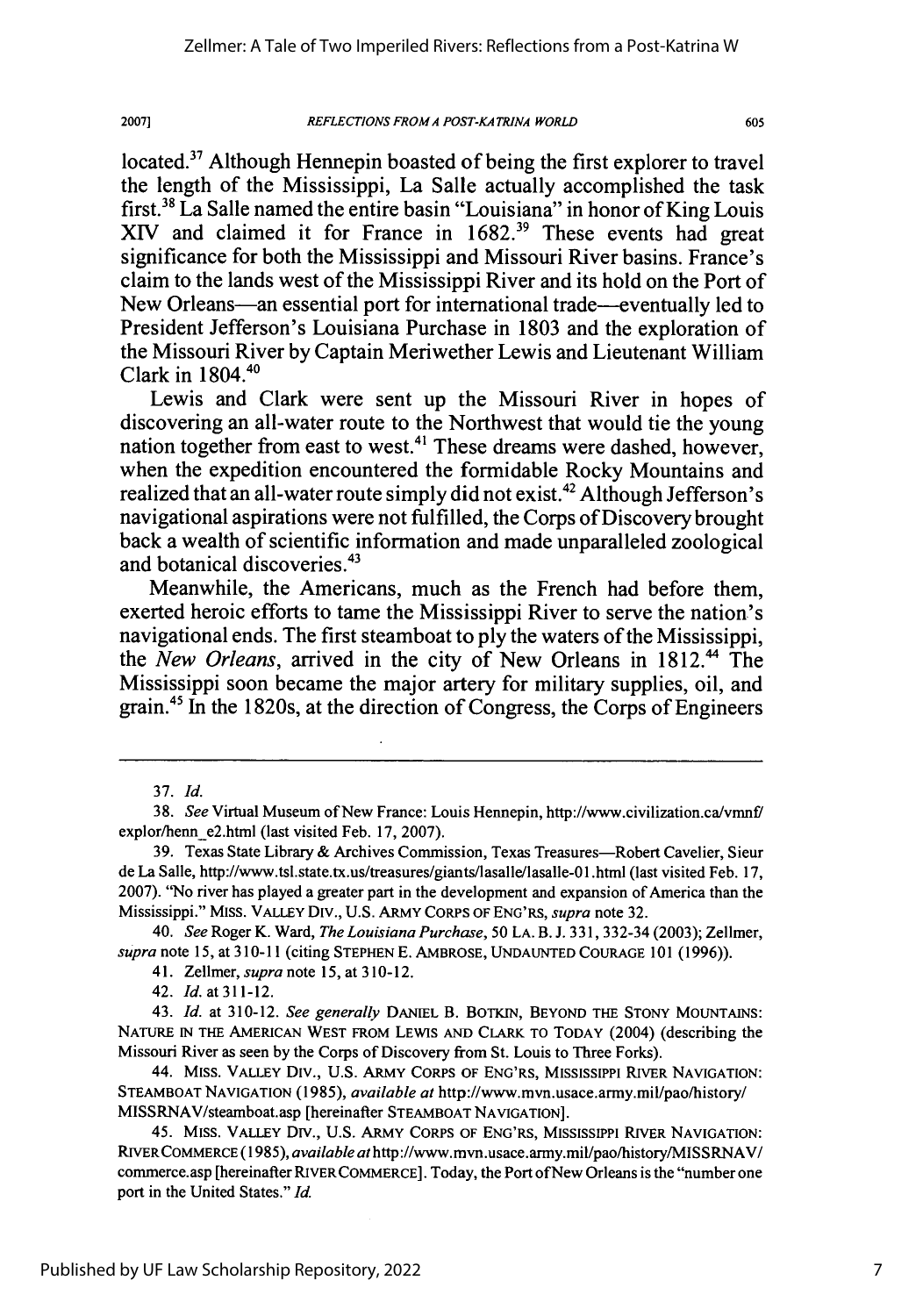located.[37] Although Hennepin boasted of being the first explorer to travel the length of the Mississippi, La Salle actually accomplished the task first.[38] La Salle named the entire basin "Louisiana" in honor of King Louis XIV and claimed it for France in 1682.[39] These events had great significance for both the Mississippi and Missouri River basins. France's claim to the lands west of the Mississippi River and its hold on the Port of New Orleans—an essential port for international trade—eventually led to President Jefferson's Louisiana Purchase in 1803 and the exploration of the Missouri River by Captain Meriwether Lewis and Lieutenant William Clark in 1804.[40]

Lewis and Clark were sent up the Missouri River in hopes of discovering an all-water route to the Northwest that would tie the young nation together from east to west.[41] These dreams were dashed, however, when the expedition encountered the formidable Rocky Mountains and realized that an all-water route simply did not exist.[42] Although Jefferson's navigational aspirations were not fulfilled, the Corps of Discovery brought back a wealth of scientific information and made unparalleled zoological and botanical discoveries.[43]

Meanwhile, the Americans, much as the French had before them, exerted heroic efforts to tame the Mississippi River to serve the nation's navigational ends. The first steamboat to ply the waters of the Mississippi, the *New Orleans*, arrived in the city of New Orleans in 1812.[44] The Mississippi soon became the major artery for military supplies, oil, and grain.[45] In the 1820s, at the direction of Congress, the Corps of Engineers

---

37. *Id.*

38. *See* Virtual Museum of New France: Louis Hennepin, http://www.civilization.ca/vmnf/explor/henn_e2.html (last visited Feb. 17, 2007).

39. Texas State Library & Archives Commission, Texas Treasures—Robert Cavelier, Sieur de La Salle, http://www.tsl.state.tx.us/treasures/giants/lasalle/lasalle-01.html (last visited Feb. 17, 2007). "No river has played a greater part in the development and expansion of America than the Mississippi." MISS. VALLEY DIV., U.S. ARMY CORPS OF ENG'RS, *supra* note 32.

40. *See* Roger K. Ward, *The Louisiana Purchase*, 50 LA. B. J. 331, 332-34 (2003); Zellmer, *supra* note 15, at 310-11 (citing STEPHEN E. AMBROSE, UNDAUNTED COURAGE 101 (1996)).

41. Zellmer, *supra* note 15, at 310-12.

42. *Id.* at 311-12.

43. *Id.* at 310-12. *See generally* DANIEL B. BOTKIN, BEYOND THE STONY MOUNTAINS: NATURE IN THE AMERICAN WEST FROM LEWIS AND CLARK TO TODAY (2004) (describing the Missouri River as seen by the Corps of Discovery from St. Louis to Three Forks).

44. MISS. VALLEY DIV., U.S. ARMY CORPS OF ENG'RS, MISSISSIPPI RIVER NAVIGATION: STEAMBOAT NAVIGATION (1985), *available at* http://www.mvn.usace.army.mil/pao/history/MISSRNAV/steamboat.asp [hereinafter STEAMBOAT NAVIGATION].

45. MISS. VALLEY DIV., U.S. ARMY CORPS OF ENG'RS, MISSISSIPPI RIVER NAVIGATION: RIVER COMMERCE (1985), *available at* http://www.mvn.usace.army.mil/pao/history/MISSRNAV/commerce.asp [hereinafter RIVER COMMERCE]. Today, the Port of New Orleans is the "number one port in the United States." *Id.*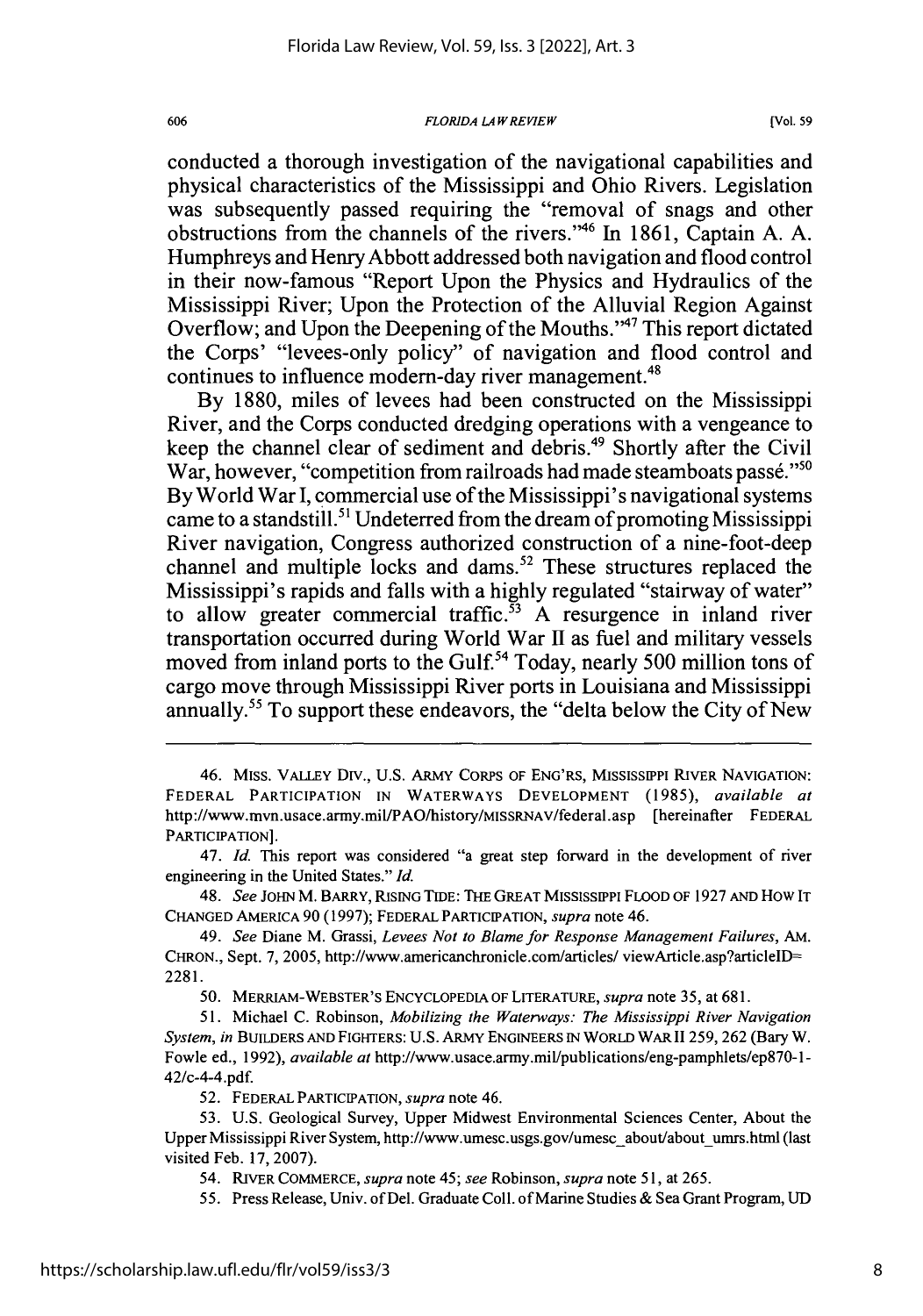conducted a thorough investigation of the navigational capabilities and physical characteristics of the Mississippi and Ohio Rivers. Legislation was subsequently passed requiring the "removal of snags and other obstructions from the channels of the rivers."[46] In 1861, Captain A. A. Humphreys and Henry Abbott addressed both navigation and flood control in their now-famous "Report Upon the Physics and Hydraulics of the Mississippi River; Upon the Protection of the Alluvial Region Against Overflow; and Upon the Deepening of the Mouths."[47] This report dictated the Corps' "levees-only policy" of navigation and flood control and continues to influence modern-day river management.[48]

By 1880, miles of levees had been constructed on the Mississippi River, and the Corps conducted dredging operations with a vengeance to keep the channel clear of sediment and debris.[49] Shortly after the Civil War, however, "competition from railroads had made steamboats passé."[50] By World War I, commercial use of the Mississippi's navigational systems came to a standstill.[51] Undeterred from the dream of promoting Mississippi River navigation, Congress authorized construction of a nine-foot-deep channel and multiple locks and dams.[52] These structures replaced the Mississippi's rapids and falls with a highly regulated "stairway of water" to allow greater commercial traffic.[53] A resurgence in inland river transportation occurred during World War II as fuel and military vessels moved from inland ports to the Gulf.[54] Today, nearly 500 million tons of cargo move through Mississippi River ports in Louisiana and Mississippi annually.[55] To support these endeavors, the "delta below the City of New

---

46. MISS. VALLEY DIV., U.S. ARMY CORPS OF ENG'RS, MISSISSIPPI RIVER NAVIGATION: FEDERAL PARTICIPATION IN WATERWAYS DEVELOPMENT (1985), *available at* http://www.mvn.usace.army.mil/PAO/history/MISSRNAV/federal.asp [hereinafter FEDERAL PARTICIPATION].

47. *Id.* This report was considered "a great step forward in the development of river engineering in the United States." *Id.*

48. *See* JOHN M. BARRY, RISING TIDE: THE GREAT MISSISSIPPI FLOOD OF 1927 AND HOW IT CHANGED AMERICA 90 (1997); FEDERAL PARTICIPATION, *supra* note 46.

49. *See* Diane M. Grassi, *Levees Not to Blame for Response Management Failures*, AM. CHRON., Sept. 7, 2005, http://www.americanchronicle.com/articles/ viewArticle.asp?articleID=2281.

50. MERRIAM-WEBSTER'S ENCYCLOPEDIA OF LITERATURE, *supra* note 35, at 681.

51. Michael C. Robinson, *Mobilizing the Waterways: The Mississippi River Navigation System*, *in* BUILDERS AND FIGHTERS: U.S. ARMY ENGINEERS IN WORLD WAR II 259, 262 (Bary W. Fowle ed., 1992), *available at* http://www.usace.army.mil/publications/eng-pamphlets/ep870-1-42/c-4-4.pdf.

52. FEDERAL PARTICIPATION, *supra* note 46.

53. U.S. Geological Survey, Upper Midwest Environmental Sciences Center, About the Upper Mississippi River System, http://www.umesc.usgs.gov/umesc_about/about_umrs.html (last visited Feb. 17, 2007).

54. RIVER COMMERCE, *supra* note 45; *see* Robinson, *supra* note 51, at 265.

55. Press Release, Univ. of Del. Graduate Coll. of Marine Studies & Sea Grant Program, UD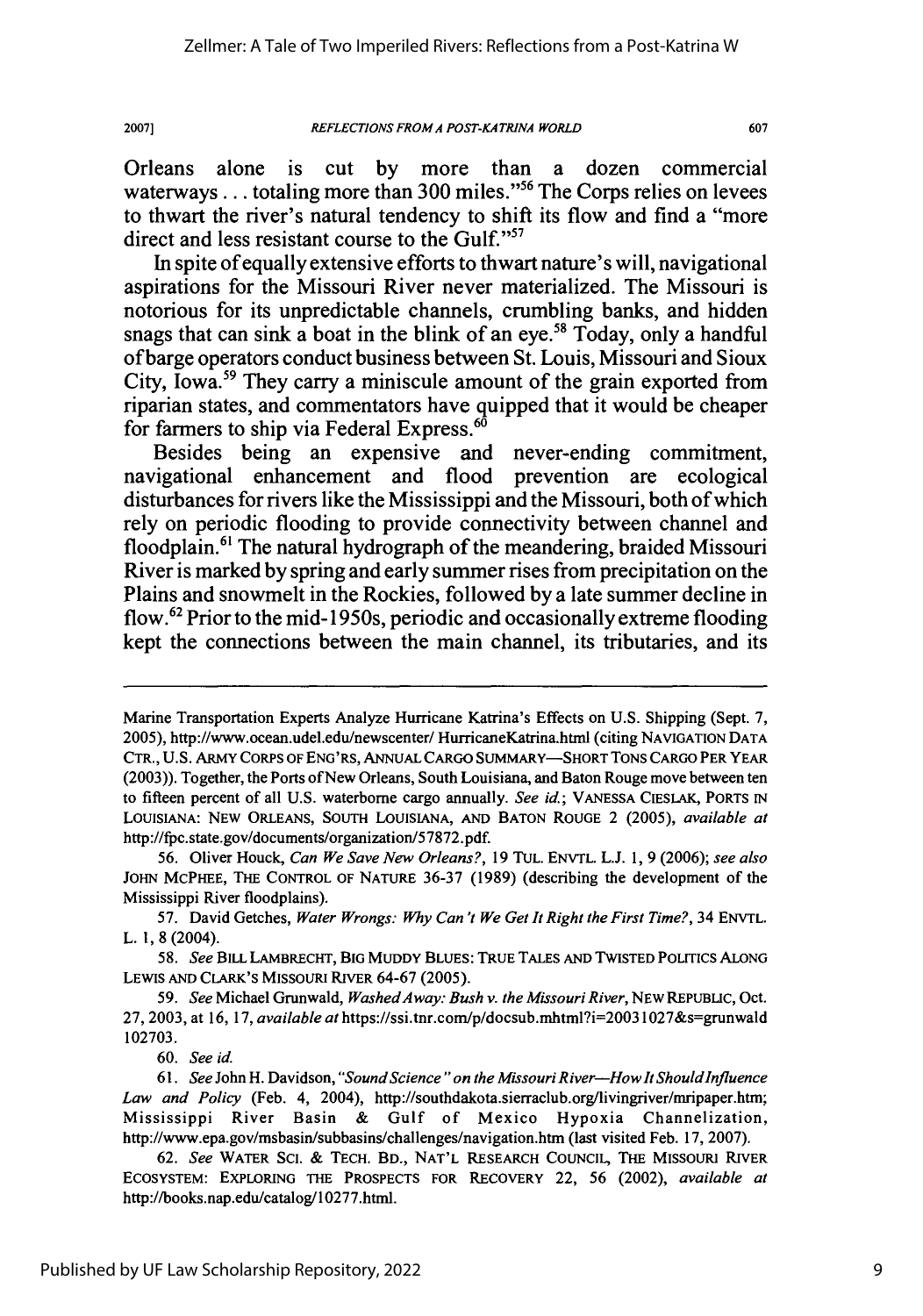Orleans alone is cut by more than a dozen commercial waterways . . . totaling more than 300 miles."[56] The Corps relies on levees to thwart the river's natural tendency to shift its flow and find a "more direct and less resistant course to the Gulf."[57]

In spite of equally extensive efforts to thwart nature's will, navigational aspirations for the Missouri River never materialized. The Missouri is notorious for its unpredictable channels, crumbling banks, and hidden snags that can sink a boat in the blink of an eye.[58] Today, only a handful of barge operators conduct business between St. Louis, Missouri and Sioux City, Iowa.[59] They carry a miniscule amount of the grain exported from riparian states, and commentators have quipped that it would be cheaper for farmers to ship via Federal Express.[60]

Besides being an expensive and never-ending commitment, navigational enhancement and flood prevention are ecological disturbances for rivers like the Mississippi and the Missouri, both of which rely on periodic flooding to provide connectivity between channel and floodplain.[61] The natural hydrograph of the meandering, braided Missouri River is marked by spring and early summer rises from precipitation on the Plains and snowmelt in the Rockies, followed by a late summer decline in flow.[62] Prior to the mid-1950s, periodic and occasionally extreme flooding kept the connections between the main channel, its tributaries, and its

---

Marine Transportation Experts Analyze Hurricane Katrina's Effects on U.S. Shipping (Sept. 7, 2005), http://www.ocean.udel.edu/newscenter/ HurricaneKatrina.html (citing NAVIGATION DATA CTR., U.S. ARMY CORPS OF ENG'RS, ANNUAL CARGO SUMMARY—SHORT TONS CARGO PER YEAR (2003)). Together, the Ports of New Orleans, South Louisiana, and Baton Rouge move between ten to fifteen percent of all U.S. waterborne cargo annually. *See id.*; VANESSA CIESLAK, PORTS IN LOUISIANA: NEW ORLEANS, SOUTH LOUISIANA, AND BATON ROUGE 2 (2005), *available at* http://fpc.state.gov/documents/organization/57872.pdf.

56. Oliver Houck, *Can We Save New Orleans?*, 19 TUL. ENVTL. L.J. 1, 9 (2006); *see also* JOHN MCPHEE, THE CONTROL OF NATURE 36-37 (1989) (describing the development of the Mississippi River floodplains).

57. David Getches, *Water Wrongs: Why Can't We Get It Right the First Time?*, 34 ENVTL. L. 1, 8 (2004).

58. *See* BILL LAMBRECHT, BIG MUDDY BLUES: TRUE TALES AND TWISTED POLITICS ALONG LEWIS AND CLARK'S MISSOURI RIVER 64-67 (2005).

59. *See* Michael Grunwald, *Washed Away: Bush v. the Missouri River*, NEW REPUBLIC, Oct. 27, 2003, at 16, 17, *available at* https://ssi.tnr.com/p/docsub.mhtml?i=20031027&s=grunwald 102703.

60. *See id.*

61. *See* John H. Davidson, *"Sound Science" on the Missouri River—How It Should Influence Law and Policy* (Feb. 4, 2004), http://southdakota.sierraclub.org/livingriver/mripaper.htm; Mississippi River Basin & Gulf of Mexico Hypoxia Channelization, http://www.epa.gov/msbasin/subbasins/challenges/navigation.htm (last visited Feb. 17, 2007).

62. *See* WATER SCI. & TECH. BD., NAT'L RESEARCH COUNCIL, THE MISSOURI RIVER ECOSYSTEM: EXPLORING THE PROSPECTS FOR RECOVERY 22, 56 (2002), *available at* http://books.nap.edu/catalog/10277.html.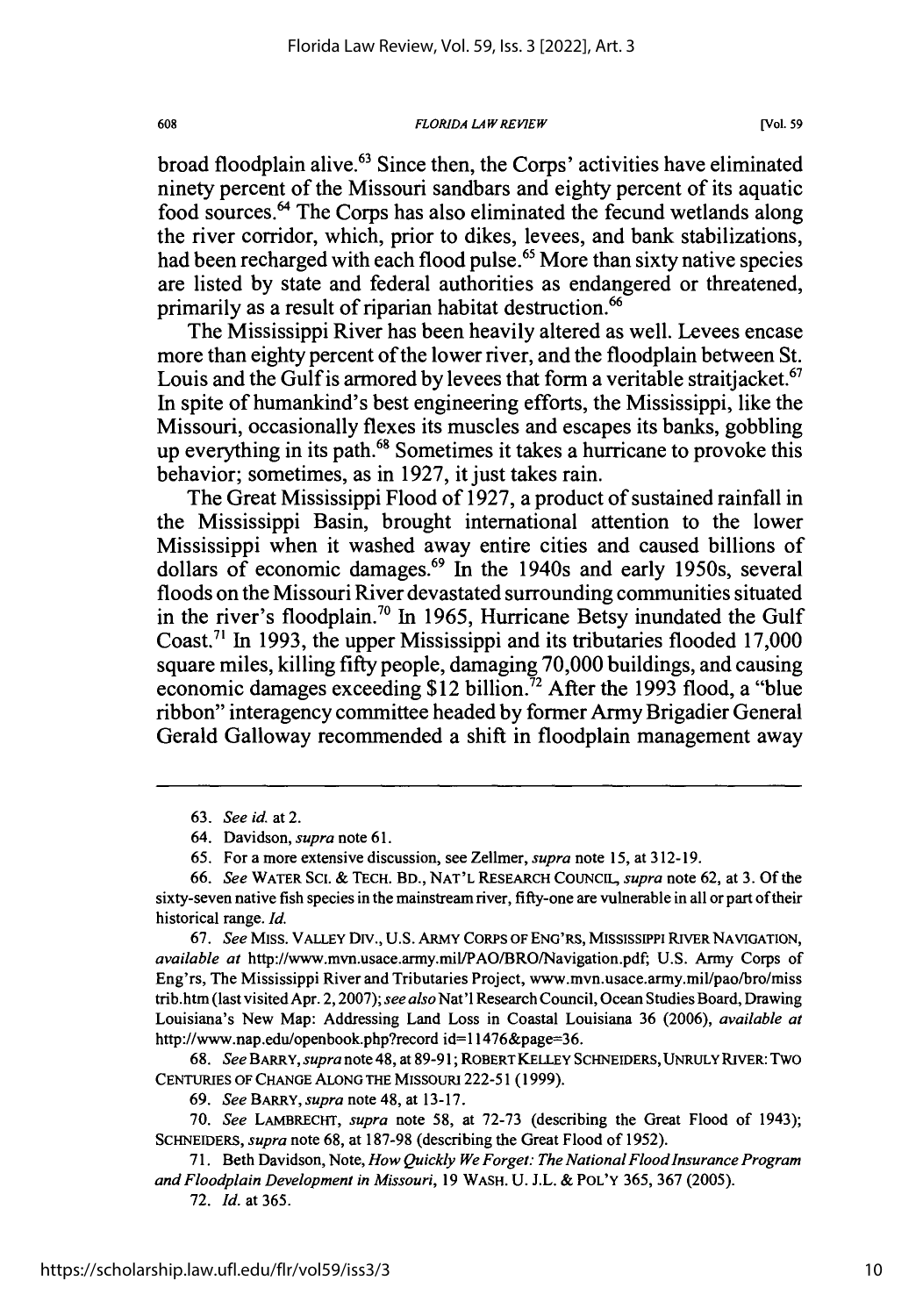broad floodplain alive.[63] Since then, the Corps' activities have eliminated ninety percent of the Missouri sandbars and eighty percent of its aquatic food sources.[64] The Corps has also eliminated the fecund wetlands along the river corridor, which, prior to dikes, levees, and bank stabilizations, had been recharged with each flood pulse.[65] More than sixty native species are listed by state and federal authorities as endangered or threatened, primarily as a result of riparian habitat destruction.[66]

The Mississippi River has been heavily altered as well. Levees encase more than eighty percent of the lower river, and the floodplain between St. Louis and the Gulf is armored by levees that form a veritable straitjacket.[67] In spite of humankind's best engineering efforts, the Mississippi, like the Missouri, occasionally flexes its muscles and escapes its banks, gobbling up everything in its path.[68] Sometimes it takes a hurricane to provoke this behavior; sometimes, as in 1927, it just takes rain.

The Great Mississippi Flood of 1927, a product of sustained rainfall in the Mississippi Basin, brought international attention to the lower Mississippi when it washed away entire cities and caused billions of dollars of economic damages.[69] In the 1940s and early 1950s, several floods on the Missouri River devastated surrounding communities situated in the river's floodplain.[70] In 1965, Hurricane Betsy inundated the Gulf Coast.[71] In 1993, the upper Mississippi and its tributaries flooded 17,000 square miles, killing fifty people, damaging 70,000 buildings, and causing economic damages exceeding $12 billion.[72] After the 1993 flood, a "blue ribbon" interagency committee headed by former Army Brigadier General Gerald Galloway recommended a shift in floodplain management away

---

63. *See id.* at 2.

64. Davidson, *supra* note 61.

65. For a more extensive discussion, see Zellmer, *supra* note 15, at 312-19.

66. *See* WATER SCI. & TECH. BD., NAT'L RESEARCH COUNCIL, *supra* note 62, at 3. Of the sixty-seven native fish species in the mainstream river, fifty-one are vulnerable in all or part of their historical range. *Id.*

67. *See* MISS. VALLEY DIV., U.S. ARMY CORPS OF ENG'RS, MISSISSIPPI RIVER NAVIGATION, *available at* http://www.mvn.usace.army.mil/PAO/BRO/Navigation.pdf; U.S. Army Corps of Eng'rs, The Mississippi River and Tributaries Project, www.mvn.usace.army.mil/pao/bro/misstrib.htm (last visited Apr. 2, 2007); *see also* Nat'l Research Council, Ocean Studies Board, Drawing Louisiana's New Map: Addressing Land Loss in Coastal Louisiana 36 (2006), *available at* http://www.nap.edu/openbook.php?record id=11476&page=36.

68. *See* BARRY, *supra* note 48, at 89-91; ROBERT KELLEY SCHNEIDERS, UNRULY RIVER: TWO CENTURIES OF CHANGE ALONG THE MISSOURI 222-51 (1999).

69. *See* BARRY, *supra* note 48, at 13-17.

70. *See* LAMBRECHT, *supra* note 58, at 72-73 (describing the Great Flood of 1943); SCHNEIDERS, *supra* note 68, at 187-98 (describing the Great Flood of 1952).

71. Beth Davidson, Note, *How Quickly We Forget: The National Flood Insurance Program and Floodplain Development in Missouri*, 19 WASH. U. J.L. & POL'Y 365, 367 (2005).

72. *Id.* at 365.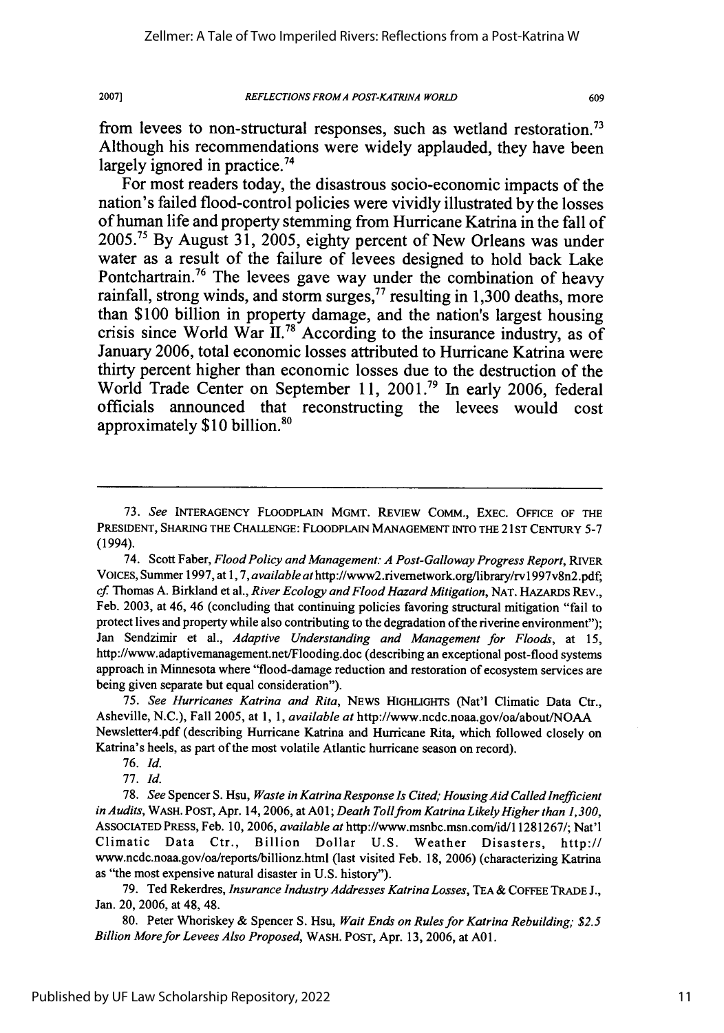from levees to non-structural responses, such as wetland restoration.[73] Although his recommendations were widely applauded, they have been largely ignored in practice.[74]

For most readers today, the disastrous socio-economic impacts of the nation's failed flood-control policies were vividly illustrated by the losses of human life and property stemming from Hurricane Katrina in the fall of 2005.[75] By August 31, 2005, eighty percent of New Orleans was under water as a result of the failure of levees designed to hold back Lake Pontchartrain.[76] The levees gave way under the combination of heavy rainfall, strong winds, and storm surges,[77] resulting in 1,300 deaths, more than $100 billion in property damage, and the nation's largest housing crisis since World War II.[78] According to the insurance industry, as of January 2006, total economic losses attributed to Hurricane Katrina were thirty percent higher than economic losses due to the destruction of the World Trade Center on September 11, 2001.[79] In early 2006, federal officials announced that reconstructing the levees would cost approximately $10 billion.[80]

---

73. *See* INTERAGENCY FLOODPLAIN MGMT. REVIEW COMM., EXEC. OFFICE OF THE PRESIDENT, SHARING THE CHALLENGE: FLOODPLAIN MANAGEMENT INTO THE 21ST CENTURY 5-7 (1994).

74. Scott Faber, *Flood Policy and Management: A Post-Galloway Progress Report*, RIVER VOICES, Summer 1997, at 1, 7, *available at* http://www2.rivernetwork.org/library/rv1997v8n2.pdf; *cf.* Thomas A. Birkland et al., *River Ecology and Flood Hazard Mitigation*, NAT. HAZARDS REV., Feb. 2003, at 46, 46 (concluding that continuing policies favoring structural mitigation "fail to protect lives and property while also contributing to the degradation of the riverine environment"); Jan Sendzimir et al., *Adaptive Understanding and Management for Floods*, at 15, http://www.adaptivemanagement.net/Flooding.doc (describing an exceptional post-flood systems approach in Minnesota where "flood-damage reduction and restoration of ecosystem services are being given separate but equal consideration").

75. *See Hurricanes Katrina and Rita*, NEWS HIGHLIGHTS (Nat'l Climatic Data Ctr., Asheville, N.C.), Fall 2005, at 1, 1, *available at* http://www.ncdc.noaa.gov/oa/about/NOAA Newsletter4.pdf (describing Hurricane Katrina and Hurricane Rita, which followed closely on Katrina's heels, as part of the most volatile Atlantic hurricane season on record).

76. *Id.*

77. *Id.*

78. *See* Spencer S. Hsu, *Waste in Katrina Response Is Cited; Housing Aid Called Inefficient in Audits*, WASH. POST, Apr. 14, 2006, at A01; *Death Toll from Katrina Likely Higher than 1,300*, ASSOCIATED PRESS, Feb. 10, 2006, *available at* http://www.msnbc.msn.com/id/11281267/; Nat'l Climatic Data Ctr., Billion Dollar U.S. Weather Disasters, http://www.ncdc.noaa.gov/oa/reports/billionz.html (last visited Feb. 18, 2006) (characterizing Katrina as "the most expensive natural disaster in U.S. history").

79. Ted Rekerdres, *Insurance Industry Addresses Katrina Losses*, TEA & COFFEE TRADE J., Jan. 20, 2006, at 48, 48.

80. Peter Whoriskey & Spencer S. Hsu, *Wait Ends on Rules for Katrina Rebuilding; $2.5 Billion More for Levees Also Proposed*, WASH. POST, Apr. 13, 2006, at A01.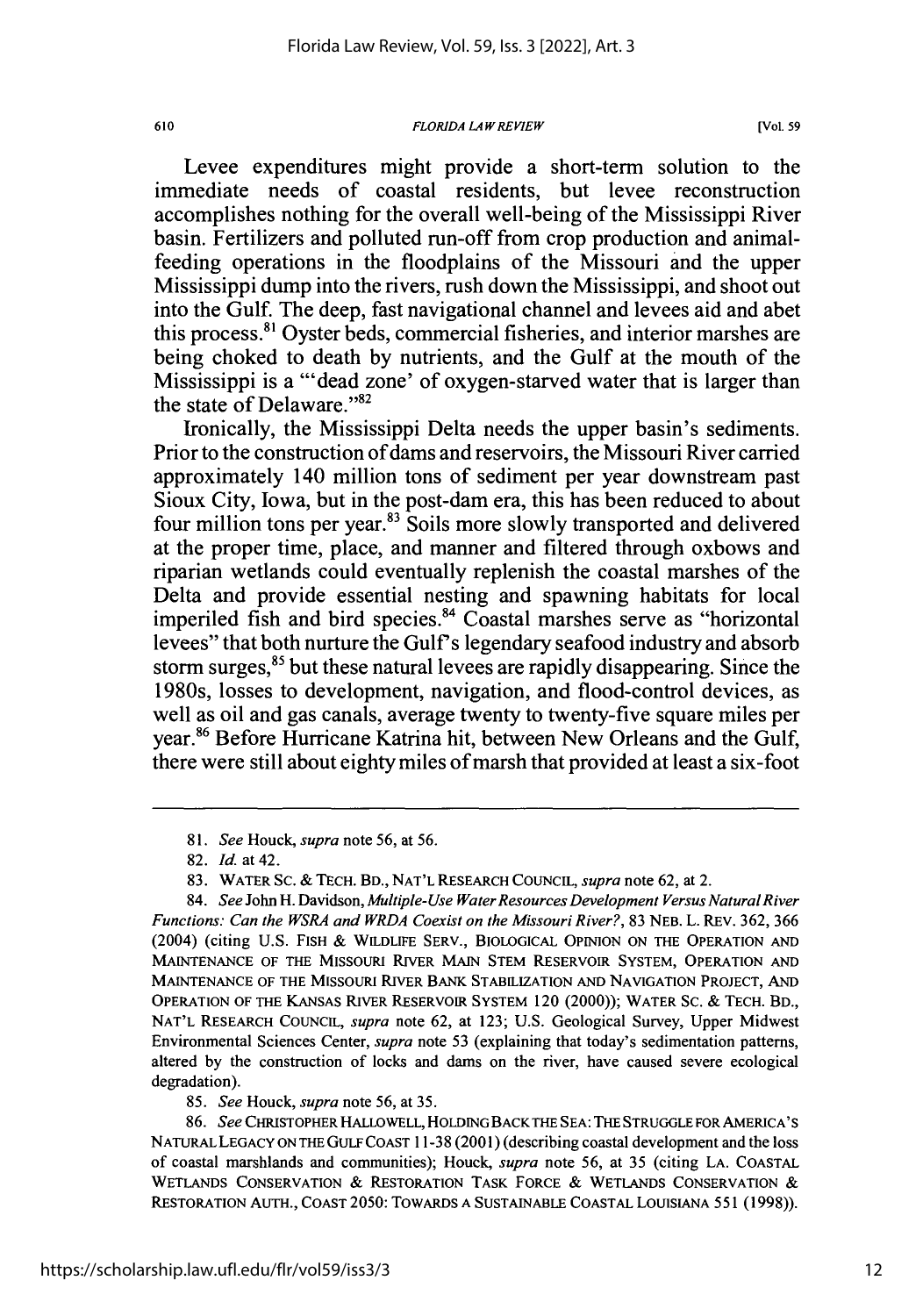Levee expenditures might provide a short-term solution to the immediate needs of coastal residents, but levee reconstruction accomplishes nothing for the overall well-being of the Mississippi River basin. Fertilizers and polluted run-off from crop production and animal-feeding operations in the floodplains of the Missouri and the upper Mississippi dump into the rivers, rush down the Mississippi, and shoot out into the Gulf. The deep, fast navigational channel and levees aid and abet this process.[81] Oyster beds, commercial fisheries, and interior marshes are being choked to death by nutrients, and the Gulf at the mouth of the Mississippi is a "'dead zone' of oxygen-starved water that is larger than the state of Delaware."[82]

Ironically, the Mississippi Delta needs the upper basin's sediments. Prior to the construction of dams and reservoirs, the Missouri River carried approximately 140 million tons of sediment per year downstream past Sioux City, Iowa, but in the post-dam era, this has been reduced to about four million tons per year.[83] Soils more slowly transported and delivered at the proper time, place, and manner and filtered through oxbows and riparian wetlands could eventually replenish the coastal marshes of the Delta and provide essential nesting and spawning habitats for local imperiled fish and bird species.[84] Coastal marshes serve as "horizontal levees" that both nurture the Gulf's legendary seafood industry and absorb storm surges,[85] but these natural levees are rapidly disappearing. Since the 1980s, losses to development, navigation, and flood-control devices, as well as oil and gas canals, average twenty to twenty-five square miles per year.[86] Before Hurricane Katrina hit, between New Orleans and the Gulf, there were still about eighty miles of marsh that provided at least a six-foot

---

81. *See* Houck, *supra* note 56, at 56.

82. *Id.* at 42.

83. WATER SC. & TECH. BD., NAT'L RESEARCH COUNCIL, *supra* note 62, at 2.

84. *See* John H. Davidson, *Multiple-Use Water Resources Development Versus Natural River Functions: Can the WSRA and WRDA Coexist on the Missouri River?*, 83 NEB. L. REV. 362, 366 (2004) (citing U.S. FISH & WILDLIFE SERV., BIOLOGICAL OPINION ON THE OPERATION AND MAINTENANCE OF THE MISSOURI RIVER MAIN STEM RESERVOIR SYSTEM, OPERATION AND MAINTENANCE OF THE MISSOURI RIVER BANK STABILIZATION AND NAVIGATION PROJECT, AND OPERATION OF THE KANSAS RIVER RESERVOIR SYSTEM 120 (2000)); WATER SC. & TECH. BD., NAT'L RESEARCH COUNCIL, *supra* note 62, at 123; U.S. Geological Survey, Upper Midwest Environmental Sciences Center, *supra* note 53 (explaining that today's sedimentation patterns, altered by the construction of locks and dams on the river, have caused severe ecological degradation).

85. *See* Houck, *supra* note 56, at 35.

86. *See* CHRISTOPHER HALLOWELL, HOLDING BACK THE SEA: THE STRUGGLE FOR AMERICA'S NATURAL LEGACY ON THE GULF COAST 11-38 (2001) (describing coastal development and the loss of coastal marshlands and communities); Houck, *supra* note 56, at 35 (citing LA. COASTAL WETLANDS CONSERVATION & RESTORATION TASK FORCE & WETLANDS CONSERVATION & RESTORATION AUTH., COAST 2050: TOWARDS A SUSTAINABLE COASTAL LOUISIANA 551 (1998)).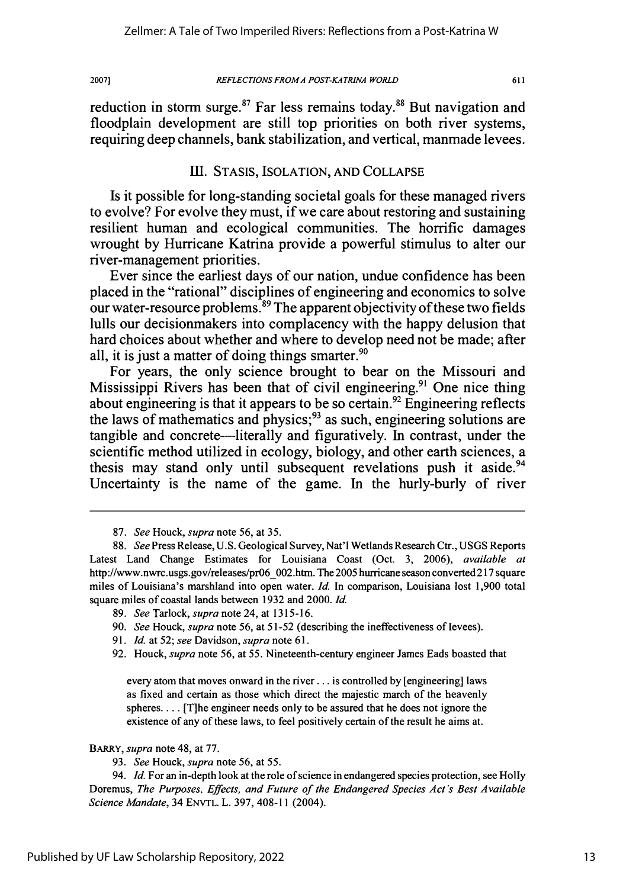reduction in storm surge.[87] Far less remains today.[88] But navigation and floodplain development are still top priorities on both river systems, requiring deep channels, bank stabilization, and vertical, manmade levees.

## III. STASIS, ISOLATION, AND COLLAPSE

Is it possible for long-standing societal goals for these managed rivers to evolve? For evolve they must, if we care about restoring and sustaining resilient human and ecological communities. The horrific damages wrought by Hurricane Katrina provide a powerful stimulus to alter our river-management priorities.

Ever since the earliest days of our nation, undue confidence has been placed in the "rational" disciplines of engineering and economics to solve our water-resource problems.[89] The apparent objectivity of these two fields lulls our decisionmakers into complacency with the happy delusion that hard choices about whether and where to develop need not be made; after all, it is just a matter of doing things smarter.[90]

For years, the only science brought to bear on the Missouri and Mississippi Rivers has been that of civil engineering.[91] One nice thing about engineering is that it appears to be so certain.[92] Engineering reflects the laws of mathematics and physics;[93] as such, engineering solutions are tangible and concrete—literally and figuratively. In contrast, under the scientific method utilized in ecology, biology, and other earth sciences, a thesis may stand only until subsequent revelations push it aside.[94] Uncertainty is the name of the game. In the hurly-burly of river

---

87. *See* Houck, *supra* note 56, at 35.

88. *See* Press Release, U.S. Geological Survey, Nat'l Wetlands Research Ctr., USGS Reports Latest Land Change Estimates for Louisiana Coast (Oct. 3, 2006), *available at* http://www.nwrc.usgs.gov/releases/pr06_002.htm. The 2005 hurricane season converted 217 square miles of Louisiana's marshland into open water. *Id.* In comparison, Louisiana lost 1,900 total square miles of coastal lands between 1932 and 2000. *Id.*

89. *See* Tarlock, *supra* note 24, at 1315-16.

90. *See* Houck, *supra* note 56, at 51-52 (describing the ineffectiveness of levees).

91. *Id.* at 52; *see* Davidson, *supra* note 61.

92. Houck, *supra* note 56, at 55. Nineteenth-century engineer James Eads boasted that

> every atom that moves onward in the river . . . is controlled by [engineering] laws as fixed and certain as those which direct the majestic march of the heavenly spheres. . . . [T]he engineer needs only to be assured that he does not ignore the existence of any of these laws, to feel positively certain of the result he aims at.

BARRY, *supra* note 48, at 77.

93. *See* Houck, *supra* note 56, at 55.

94. *Id.* For an in-depth look at the role of science in endangered species protection, see Holly Doremus, *The Purposes, Effects, and Future of the Endangered Species Act's Best Available Science Mandate*, 34 ENVTL. L. 397, 408-11 (2004).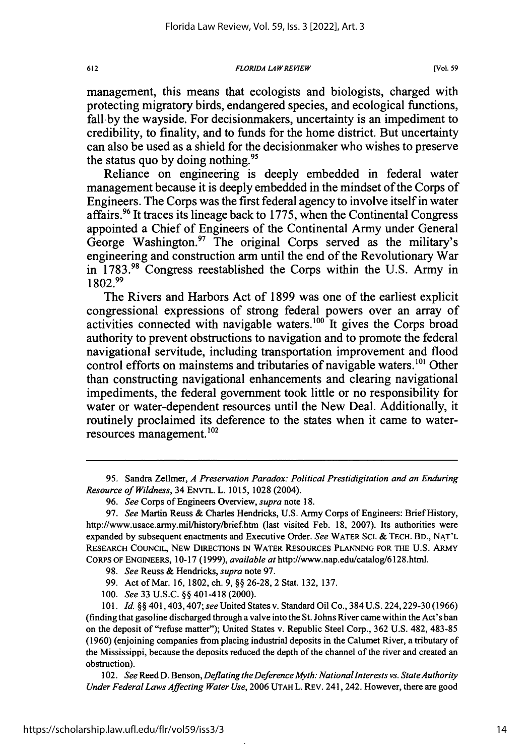management, this means that ecologists and biologists, charged with protecting migratory birds, endangered species, and ecological functions, fall by the wayside. For decisionmakers, uncertainty is an impediment to credibility, to finality, and to funds for the home district. But uncertainty can also be used as a shield for the decisionmaker who wishes to preserve the status quo by doing nothing.[95]

Reliance on engineering is deeply embedded in federal water management because it is deeply embedded in the mindset of the Corps of Engineers. The Corps was the first federal agency to involve itself in water affairs.[96] It traces its lineage back to 1775, when the Continental Congress appointed a Chief of Engineers of the Continental Army under General George Washington.[97] The original Corps served as the military's engineering and construction arm until the end of the Revolutionary War in 1783.[98] Congress reestablished the Corps within the U.S. Army in 1802.[99]

The Rivers and Harbors Act of 1899 was one of the earliest explicit congressional expressions of strong federal powers over an array of activities connected with navigable waters.[100] It gives the Corps broad authority to prevent obstructions to navigation and to promote the federal navigational servitude, including transportation improvement and flood control efforts on mainstems and tributaries of navigable waters.[101] Other than constructing navigational enhancements and clearing navigational impediments, the federal government took little or no responsibility for water or water-dependent resources until the New Deal. Additionally, it routinely proclaimed its deference to the states when it came to water-resources management.[102]

---

95. Sandra Zellmer, *A Preservation Paradox: Political Prestidigitation and an Enduring Resource of Wildness*, 34 ENVTL. L. 1015, 1028 (2004).

96. *See* Corps of Engineers Overview, *supra* note 18.

97. *See* Martin Reuss & Charles Hendricks, U.S. Army Corps of Engineers: Brief History, http://www.usace.army.mil/history/brief.htm (last visited Feb. 18, 2007). Its authorities were expanded by subsequent enactments and Executive Order. *See* WATER SCI. & TECH. BD., NAT'L RESEARCH COUNCIL, NEW DIRECTIONS IN WATER RESOURCES PLANNING FOR THE U.S. ARMY CORPS OF ENGINEERS, 10-17 (1999), *available at* http://www.nap.edu/catalog/6128.html.

98. *See* Reuss & Hendricks, *supra* note 97.

99. Act of Mar. 16, 1802, ch. 9, §§ 26-28, 2 Stat. 132, 137.

100. *See* 33 U.S.C. §§ 401-418 (2000).

101. *Id.* §§ 401, 403, 407; *see* United States v. Standard Oil Co., 384 U.S. 224, 229-30 (1966) (finding that gasoline discharged through a valve into the St. Johns River came within the Act's ban on the deposit of "refuse matter"); United States v. Republic Steel Corp., 362 U.S. 482, 483-85 (1960) (enjoining companies from placing industrial deposits in the Calumet River, a tributary of the Mississippi, because the deposits reduced the depth of the channel of the river and created an obstruction).

102. *See* Reed D. Benson, *Deflating the Deference Myth: National Interests vs. State Authority Under Federal Laws Affecting Water Use*, 2006 UTAH L. REV. 241, 242. However, there are good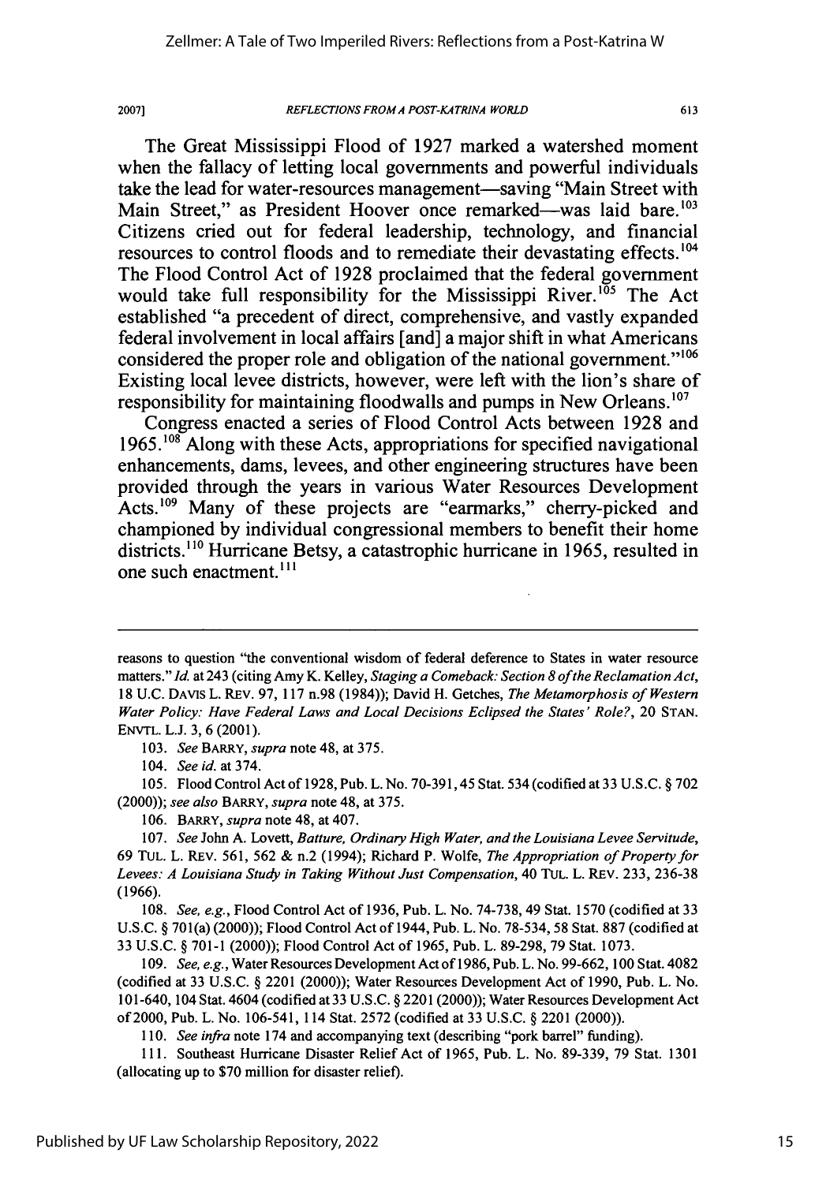The Great Mississippi Flood of 1927 marked a watershed moment when the fallacy of letting local governments and powerful individuals take the lead for water-resources management—saving "Main Street with Main Street," as President Hoover once remarked—was laid bare.[103] Citizens cried out for federal leadership, technology, and financial resources to control floods and to remediate their devastating effects.[104] The Flood Control Act of 1928 proclaimed that the federal government would take full responsibility for the Mississippi River.[105] The Act established "a precedent of direct, comprehensive, and vastly expanded federal involvement in local affairs [and] a major shift in what Americans considered the proper role and obligation of the national government."[106] Existing local levee districts, however, were left with the lion's share of responsibility for maintaining floodwalls and pumps in New Orleans.[107]

Congress enacted a series of Flood Control Acts between 1928 and 1965.[108] Along with these Acts, appropriations for specified navigational enhancements, dams, levees, and other engineering structures have been provided through the years in various Water Resources Development Acts.[109] Many of these projects are "earmarks," cherry-picked and championed by individual congressional members to benefit their home districts.[110] Hurricane Betsy, a catastrophic hurricane in 1965, resulted in one such enactment.[111]

---

reasons to question "the conventional wisdom of federal deference to States in water resource matters." *Id.* at 243 (citing Amy K. Kelley, *Staging a Comeback: Section 8 of the Reclamation Act*, 18 U.C. DAVIS L. REV. 97, 117 n.98 (1984)); David H. Getches, *The Metamorphosis of Western Water Policy: Have Federal Laws and Local Decisions Eclipsed the States' Role?*, 20 STAN. ENVTL. L.J. 3, 6 (2001).

103. *See* BARRY, *supra* note 48, at 375.

104. *See id.* at 374.

105. Flood Control Act of 1928, Pub. L. No. 70-391, 45 Stat. 534 (codified at 33 U.S.C. § 702 (2000)); *see also* BARRY, *supra* note 48, at 375.

106. BARRY, *supra* note 48, at 407.

107. *See* John A. Lovett, *Batture, Ordinary High Water, and the Louisiana Levee Servitude*, 69 TUL. L. REV. 561, 562 & n.2 (1994); Richard P. Wolfe, *The Appropriation of Property for Levees: A Louisiana Study in Taking Without Just Compensation*, 40 TUL. L. REV. 233, 236-38 (1966).

108. *See, e.g.*, Flood Control Act of 1936, Pub. L. No. 74-738, 49 Stat. 1570 (codified at 33 U.S.C. § 701(a) (2000)); Flood Control Act of 1944, Pub. L. No. 78-534, 58 Stat. 887 (codified at 33 U.S.C. § 701-1 (2000)); Flood Control Act of 1965, Pub. L. 89-298, 79 Stat. 1073.

109. *See, e.g.*, Water Resources Development Act of 1986, Pub. L. No. 99-662, 100 Stat. 4082 (codified at 33 U.S.C. § 2201 (2000)); Water Resources Development Act of 1990, Pub. L. No. 101-640, 104 Stat. 4604 (codified at 33 U.S.C. § 2201 (2000)); Water Resources Development Act of 2000, Pub. L. No. 106-541, 114 Stat. 2572 (codified at 33 U.S.C. § 2201 (2000)).

110. *See infra* note 174 and accompanying text (describing "pork barrel" funding).

111. Southeast Hurricane Disaster Relief Act of 1965, Pub. L. No. 89-339, 79 Stat. 1301 (allocating up to $70 million for disaster relief).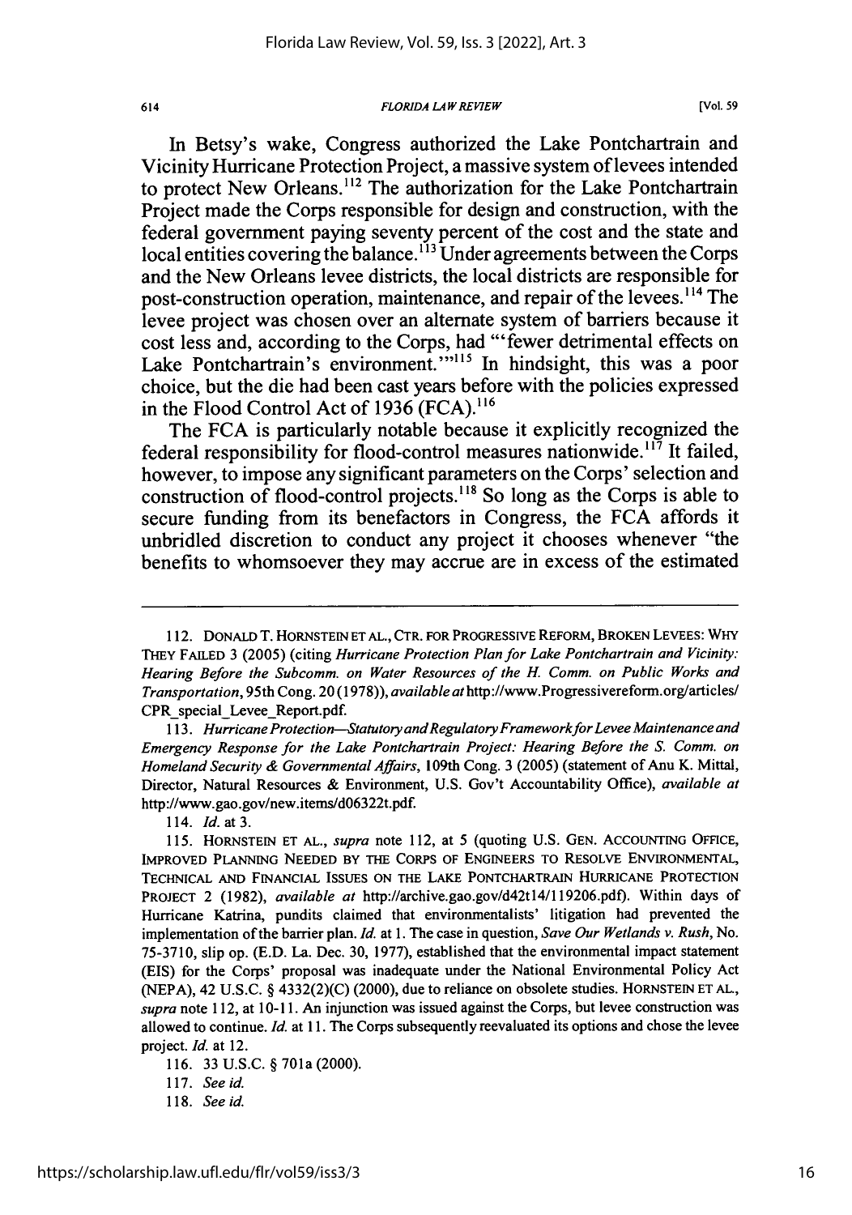In Betsy's wake, Congress authorized the Lake Pontchartrain and Vicinity Hurricane Protection Project, a massive system of levees intended to protect New Orleans.[112] The authorization for the Lake Pontchartrain Project made the Corps responsible for design and construction, with the federal government paying seventy percent of the cost and the state and local entities covering the balance.[113] Under agreements between the Corps and the New Orleans levee districts, the local districts are responsible for post-construction operation, maintenance, and repair of the levees.[114] The levee project was chosen over an alternate system of barriers because it cost less and, according to the Corps, had "'fewer detrimental effects on Lake Pontchartrain's environment.'"[115] In hindsight, this was a poor choice, but the die had been cast years before with the policies expressed in the Flood Control Act of 1936 (FCA).[116]

The FCA is particularly notable because it explicitly recognized the federal responsibility for flood-control measures nationwide.[117] It failed, however, to impose any significant parameters on the Corps' selection and construction of flood-control projects.[118] So long as the Corps is able to secure funding from its benefactors in Congress, the FCA affords it unbridled discretion to conduct any project it chooses whenever "the benefits to whomsoever they may accrue are in excess of the estimated

---

112. DONALD T. HORNSTEIN ET AL., CTR. FOR PROGRESSIVE REFORM, BROKEN LEVEES: WHY THEY FAILED 3 (2005) (citing *Hurricane Protection Plan for Lake Pontchartrain and Vicinity: Hearing Before the Subcomm. on Water Resources of the H. Comm. on Public Works and Transportation*, 95th Cong. 20 (1978)), *available at* http://www.Progressivereform.org/articles/CPR_special_Levee_Report.pdf.

113. *Hurricane Protection—Statutory and Regulatory Framework for Levee Maintenance and Emergency Response for the Lake Pontchartrain Project: Hearing Before the S. Comm. on Homeland Security & Governmental Affairs*, 109th Cong. 3 (2005) (statement of Anu K. Mittal, Director, Natural Resources & Environment, U.S. Gov't Accountability Office), *available at* http://www.gao.gov/new.items/d06322t.pdf.

114. *Id.* at 3.

115. HORNSTEIN ET AL., *supra* note 112, at 5 (quoting U.S. GEN. ACCOUNTING OFFICE, IMPROVED PLANNING NEEDED BY THE CORPS OF ENGINEERS TO RESOLVE ENVIRONMENTAL, TECHNICAL AND FINANCIAL ISSUES ON THE LAKE PONTCHARTRAIN HURRICANE PROTECTION PROJECT 2 (1982), *available at* http://archive.gao.gov/d42t14/119206.pdf). Within days of Hurricane Katrina, pundits claimed that environmentalists' litigation had prevented the implementation of the barrier plan. *Id.* at 1. The case in question, *Save Our Wetlands v. Rush*, No. 75-3710, slip op. (E.D. La. Dec. 30, 1977), established that the environmental impact statement (EIS) for the Corps' proposal was inadequate under the National Environmental Policy Act (NEPA), 42 U.S.C. § 4332(2)(C) (2000), due to reliance on obsolete studies. HORNSTEIN ET AL., *supra* note 112, at 10-11. An injunction was issued against the Corps, but levee construction was allowed to continue. *Id.* at 11. The Corps subsequently reevaluated its options and chose the levee project. *Id.* at 12.

116. 33 U.S.C. § 701a (2000).

117. *See id.*

118. *See id.*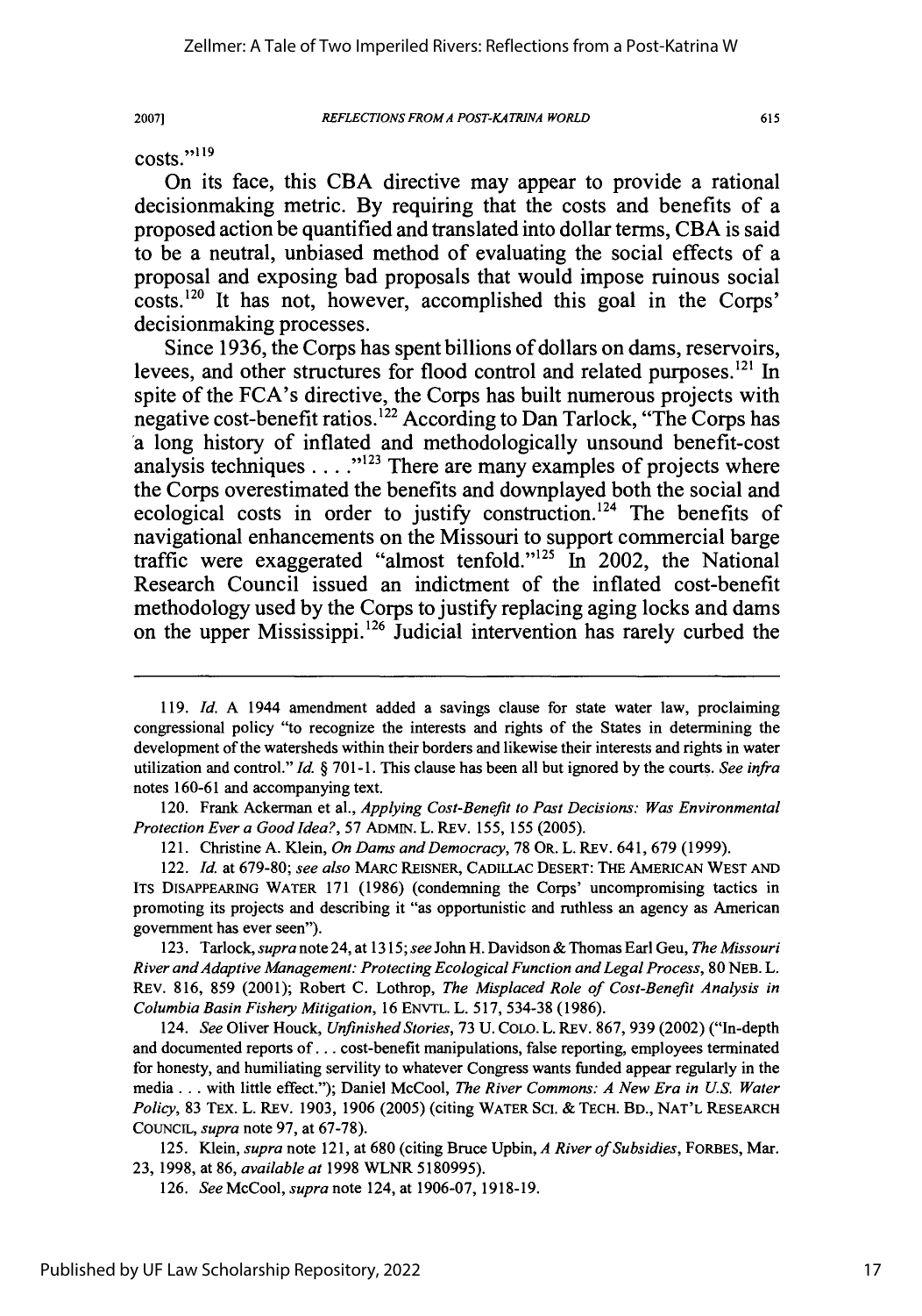costs."[119]

On its face, this CBA directive may appear to provide a rational decisionmaking metric. By requiring that the costs and benefits of a proposed action be quantified and translated into dollar terms, CBA is said to be a neutral, unbiased method of evaluating the social effects of a proposal and exposing bad proposals that would impose ruinous social costs.[120] It has not, however, accomplished this goal in the Corps' decisionmaking processes.

Since 1936, the Corps has spent billions of dollars on dams, reservoirs, levees, and other structures for flood control and related purposes.[121] In spite of the FCA's directive, the Corps has built numerous projects with negative cost-benefit ratios.[122] According to Dan Tarlock, "The Corps has a long history of inflated and methodologically unsound benefit-cost analysis techniques . . . ."[123] There are many examples of projects where the Corps overestimated the benefits and downplayed both the social and ecological costs in order to justify construction.[124] The benefits of navigational enhancements on the Missouri to support commercial barge traffic were exaggerated "almost tenfold."[125] In 2002, the National Research Council issued an indictment of the inflated cost-benefit methodology used by the Corps to justify replacing aging locks and dams on the upper Mississippi.[126] Judicial intervention has rarely curbed the

---

119. *Id.* A 1944 amendment added a savings clause for state water law, proclaiming congressional policy "to recognize the interests and rights of the States in determining the development of the watersheds within their borders and likewise their interests and rights in water utilization and control." *Id.* § 701-1. This clause has been all but ignored by the courts. *See infra* notes 160-61 and accompanying text.

120. Frank Ackerman et al., *Applying Cost-Benefit to Past Decisions: Was Environmental Protection Ever a Good Idea?*, 57 ADMIN. L. REV. 155, 155 (2005).

121. Christine A. Klein, *On Dams and Democracy*, 78 OR. L. REV. 641, 679 (1999).

122. *Id.* at 679-80; *see also* MARC REISNER, CADILLAC DESERT: THE AMERICAN WEST AND ITS DISAPPEARING WATER 171 (1986) (condemning the Corps' uncompromising tactics in promoting its projects and describing it "as opportunistic and ruthless an agency as American government has ever seen").

123. Tarlock, *supra* note 24, at 1315; *see* John H. Davidson & Thomas Earl Geu, *The Missouri River and Adaptive Management: Protecting Ecological Function and Legal Process*, 80 NEB. L. REV. 816, 859 (2001); Robert C. Lothrop, *The Misplaced Role of Cost-Benefit Analysis in Columbia Basin Fishery Mitigation*, 16 ENVTL. L. 517, 534-38 (1986).

124. *See* Oliver Houck, *Unfinished Stories*, 73 U. COLO. L. REV. 867, 939 (2002) ("In-depth and documented reports of . . . cost-benefit manipulations, false reporting, employees terminated for honesty, and humiliating servility to whatever Congress wants funded appear regularly in the media . . . with little effect."); Daniel McCool, *The River Commons: A New Era in U.S. Water Policy*, 83 TEX. L. REV. 1903, 1906 (2005) (citing WATER SCI. & TECH. BD., NAT'L RESEARCH COUNCIL, *supra* note 97, at 67-78).

125. Klein, *supra* note 121, at 680 (citing Bruce Upbin, *A River of Subsidies*, FORBES, Mar. 23, 1998, at 86, *available at* 1998 WLNR 5180995).

126. *See* McCool, *supra* note 124, at 1906-07, 1918-19.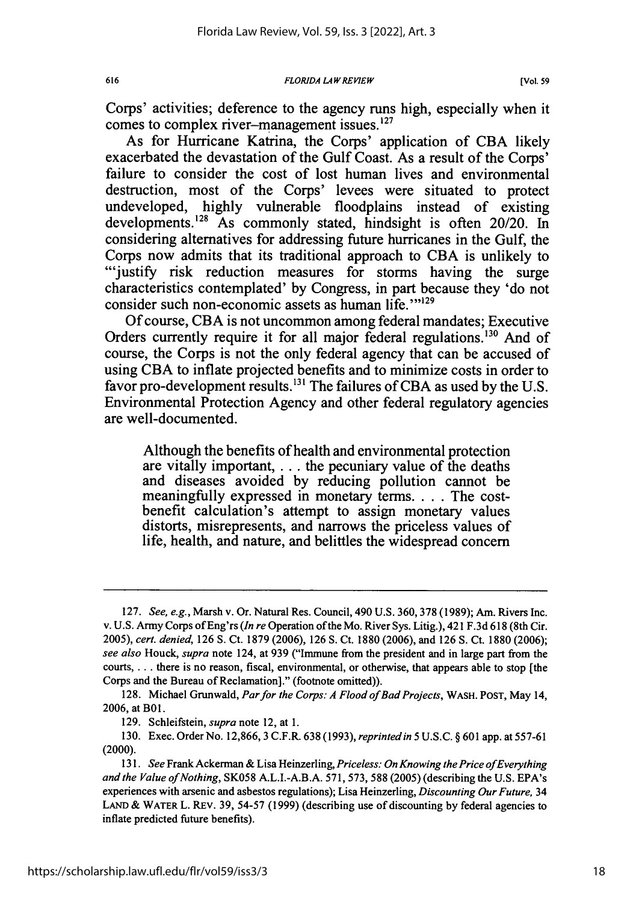Corps' activities; deference to the agency runs high, especially when it comes to complex river-management issues.[127]

As for Hurricane Katrina, the Corps' application of CBA likely exacerbated the devastation of the Gulf Coast. As a result of the Corps' failure to consider the cost of lost human lives and environmental destruction, most of the Corps' levees were situated to protect undeveloped, highly vulnerable floodplains instead of existing developments.[128] As commonly stated, hindsight is often 20/20. In considering alternatives for addressing future hurricanes in the Gulf, the Corps now admits that its traditional approach to CBA is unlikely to "'justify risk reduction measures for storms having the surge characteristics contemplated' by Congress, in part because they 'do not consider such non-economic assets as human life.'"[129]

Of course, CBA is not uncommon among federal mandates; Executive Orders currently require it for all major federal regulations.[130] And of course, the Corps is not the only federal agency that can be accused of using CBA to inflate projected benefits and to minimize costs in order to favor pro-development results.[131] The failures of CBA as used by the U.S. Environmental Protection Agency and other federal regulatory agencies are well-documented.

> Although the benefits of health and environmental protection are vitally important, . . . the pecuniary value of the deaths and diseases avoided by reducing pollution cannot be meaningfully expressed in monetary terms. . . . The cost-benefit calculation's attempt to assign monetary values distorts, misrepresents, and narrows the priceless values of life, health, and nature, and belittles the widespread concern

---

127. *See, e.g.*, Marsh v. Or. Natural Res. Council, 490 U.S. 360, 378 (1989); Am. Rivers Inc. v. U.S. Army Corps of Eng'rs (*In re* Operation of the Mo. River Sys. Litig.), 421 F.3d 618 (8th Cir. 2005), *cert. denied*, 126 S. Ct. 1879 (2006), 126 S. Ct. 1880 (2006), and 126 S. Ct. 1880 (2006); *see also* Houck, *supra* note 124, at 939 ("Immune from the president and in large part from the courts, . . . there is no reason, fiscal, environmental, or otherwise, that appears able to stop [the Corps and the Bureau of Reclamation]." (footnote omitted)).

128. Michael Grunwald, *Par for the Corps: A Flood of Bad Projects*, WASH. POST, May 14, 2006, at B01.

129. Schleifstein, *supra* note 12, at 1.

130. Exec. Order No. 12,866, 3 C.F.R. 638 (1993), *reprinted in* 5 U.S.C. § 601 app. at 557-61 (2000).

131. *See* Frank Ackerman & Lisa Heinzerling, *Priceless: On Knowing the Price of Everything and the Value of Nothing*, SK058 A.L.I.-A.B.A. 571, 573, 588 (2005) (describing the U.S. EPA's experiences with arsenic and asbestos regulations); Lisa Heinzerling, *Discounting Our Future*, 34 LAND & WATER L. REV. 39, 54-57 (1999) (describing use of discounting by federal agencies to inflate predicted future benefits).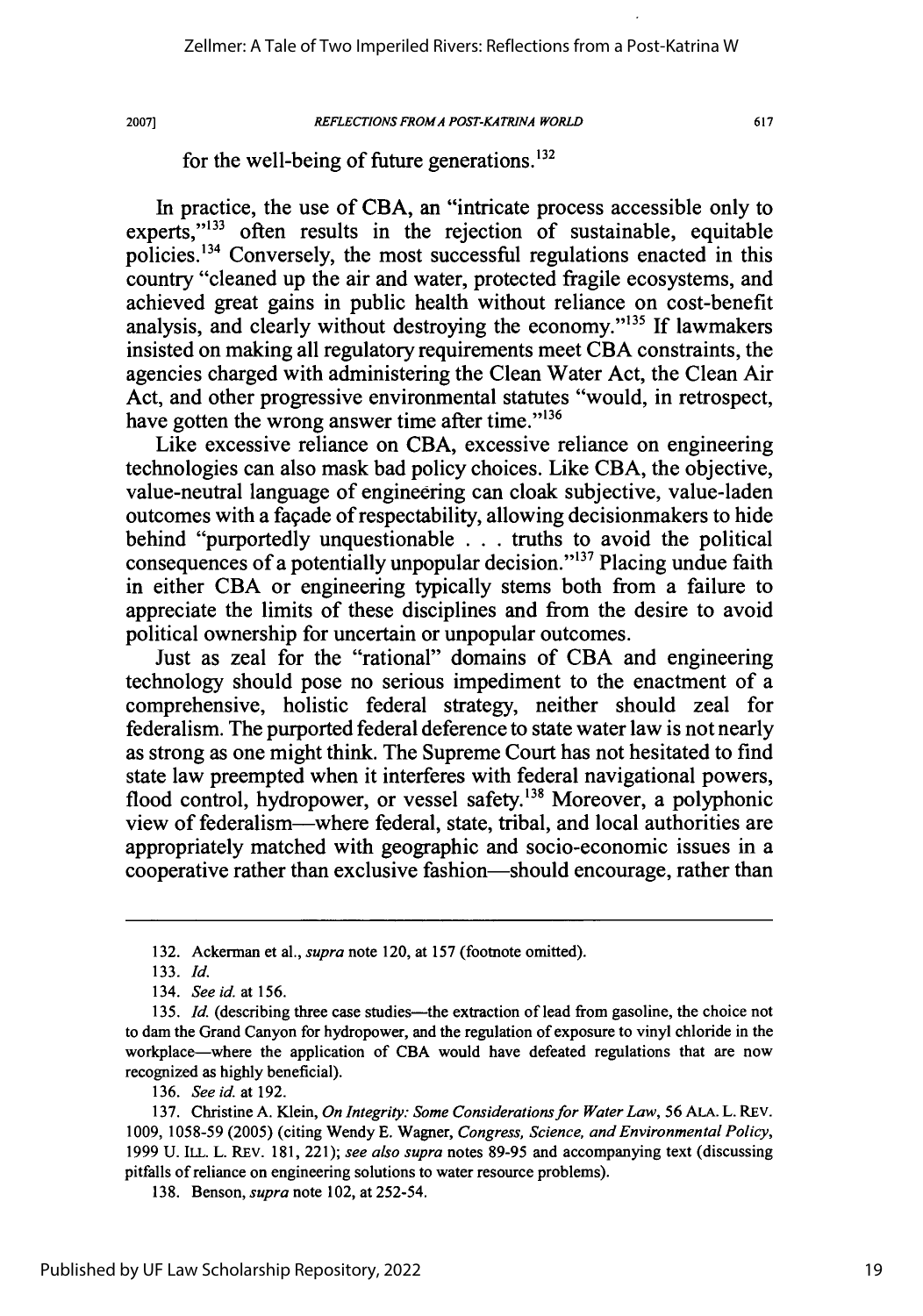for the well-being of future generations.[132]

In practice, the use of CBA, an "intricate process accessible only to experts,"[133] often results in the rejection of sustainable, equitable policies.[134] Conversely, the most successful regulations enacted in this country "cleaned up the air and water, protected fragile ecosystems, and achieved great gains in public health without reliance on cost-benefit analysis, and clearly without destroying the economy."[135] If lawmakers insisted on making all regulatory requirements meet CBA constraints, the agencies charged with administering the Clean Water Act, the Clean Air Act, and other progressive environmental statutes "would, in retrospect, have gotten the wrong answer time after time."[136]

Like excessive reliance on CBA, excessive reliance on engineering technologies can also mask bad policy choices. Like CBA, the objective, value-neutral language of engineering can cloak subjective, value-laden outcomes with a façade of respectability, allowing decisionmakers to hide behind "purportedly unquestionable . . . truths to avoid the political consequences of a potentially unpopular decision."[137] Placing undue faith in either CBA or engineering typically stems both from a failure to appreciate the limits of these disciplines and from the desire to avoid political ownership for uncertain or unpopular outcomes.

Just as zeal for the "rational" domains of CBA and engineering technology should pose no serious impediment to the enactment of a comprehensive, holistic federal strategy, neither should zeal for federalism. The purported federal deference to state water law is not nearly as strong as one might think. The Supreme Court has not hesitated to find state law preempted when it interferes with federal navigational powers, flood control, hydropower, or vessel safety.[138] Moreover, a polyphonic view of federalism—where federal, state, tribal, and local authorities are appropriately matched with geographic and socio-economic issues in a cooperative rather than exclusive fashion—should encourage, rather than

---

132. Ackerman et al., *supra* note 120, at 157 (footnote omitted).

133. *Id.*

134. *See id.* at 156.

135. *Id.* (describing three case studies—the extraction of lead from gasoline, the choice not to dam the Grand Canyon for hydropower, and the regulation of exposure to vinyl chloride in the workplace—where the application of CBA would have defeated regulations that are now recognized as highly beneficial).

136. *See id.* at 192.

137. Christine A. Klein, *On Integrity: Some Considerations for Water Law*, 56 ALA. L. REV. 1009, 1058-59 (2005) (citing Wendy E. Wagner, *Congress, Science, and Environmental Policy*, 1999 U. ILL. L. REV. 181, 221); *see also supra* notes 89-95 and accompanying text (discussing pitfalls of reliance on engineering solutions to water resource problems).

138. Benson, *supra* note 102, at 252-54.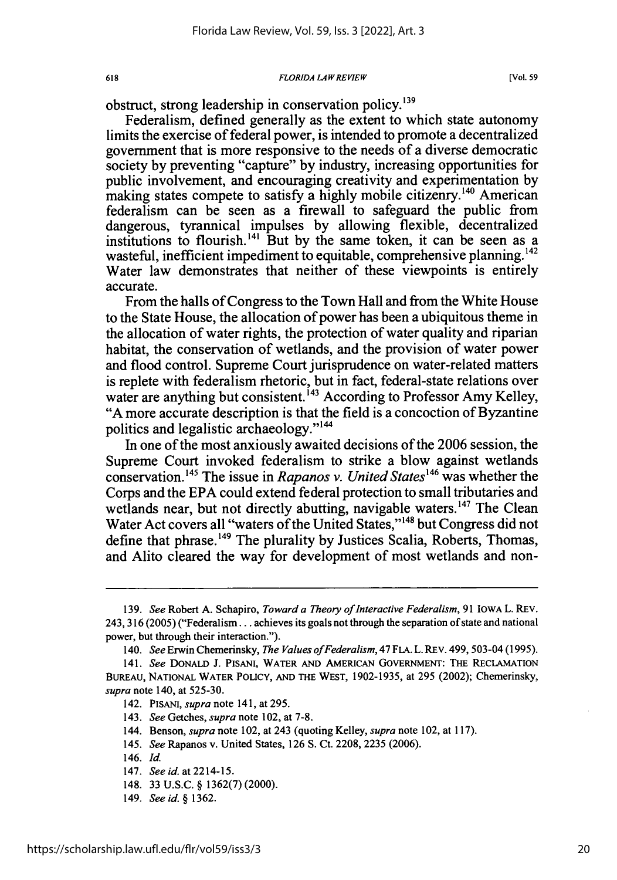obstruct, strong leadership in conservation policy.[139]

Federalism, defined generally as the extent to which state autonomy limits the exercise of federal power, is intended to promote a decentralized government that is more responsive to the needs of a diverse democratic society by preventing "capture" by industry, increasing opportunities for public involvement, and encouraging creativity and experimentation by making states compete to satisfy a highly mobile citizenry.[140] American federalism can be seen as a firewall to safeguard the public from dangerous, tyrannical impulses by allowing flexible, decentralized institutions to flourish.[141] But by the same token, it can be seen as a wasteful, inefficient impediment to equitable, comprehensive planning.[142] Water law demonstrates that neither of these viewpoints is entirely accurate.

From the halls of Congress to the Town Hall and from the White House to the State House, the allocation of power has been a ubiquitous theme in the allocation of water rights, the protection of water quality and riparian habitat, the conservation of wetlands, and the provision of water power and flood control. Supreme Court jurisprudence on water-related matters is replete with federalism rhetoric, but in fact, federal-state relations over water are anything but consistent.[143] According to Professor Amy Kelley, "A more accurate description is that the field is a concoction of Byzantine politics and legalistic archaeology."[144]

In one of the most anxiously awaited decisions of the 2006 session, the Supreme Court invoked federalism to strike a blow against wetlands conservation.[145] The issue in *Rapanos v. United States*[146] was whether the Corps and the EPA could extend federal protection to small tributaries and wetlands near, but not directly abutting, navigable waters.[147] The Clean Water Act covers all "waters of the United States,"[148] but Congress did not define that phrase.[149] The plurality by Justices Scalia, Roberts, Thomas, and Alito cleared the way for development of most wetlands and non-

---

139. *See* Robert A. Schapiro, *Toward a Theory of Interactive Federalism*, 91 IOWA L. REV. 243, 316 (2005) ("Federalism . . . achieves its goals not through the separation of state and national power, but through their interaction.").

140. *See* Erwin Chemerinsky, *The Values of Federalism*, 47 FLA. L. REV. 499, 503-04 (1995).

141. *See* DONALD J. PISANI, WATER AND AMERICAN GOVERNMENT: THE RECLAMATION BUREAU, NATIONAL WATER POLICY, AND THE WEST, 1902-1935, at 295 (2002); Chemerinsky, *supra* note 140, at 525-30.

142. PISANI, *supra* note 141, at 295.

143. *See* Getches, *supra* note 102, at 7-8.

144. Benson, *supra* note 102, at 243 (quoting Kelley, *supra* note 102, at 117).

145. *See* Rapanos v. United States, 126 S. Ct. 2208, 2235 (2006).

146. *Id.*

147. *See id.* at 2214-15.

148. 33 U.S.C. § 1362(7) (2000).

149. *See id.* § 1362.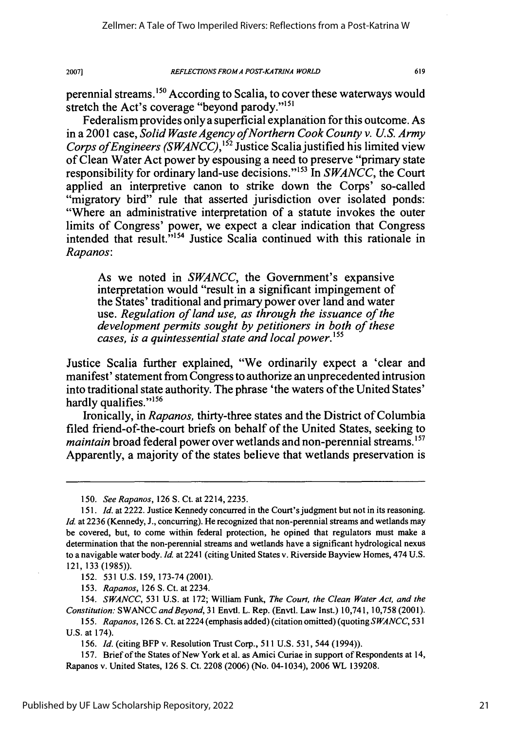perennial streams.[150] According to Scalia, to cover these waterways would stretch the Act's coverage "beyond parody."[151]

Federalism provides only a superficial explanation for this outcome. As in a 2001 case, *Solid Waste Agency of Northern Cook County v. U.S. Army Corps of Engineers (SWANCC)*,[152] Justice Scalia justified his limited view of Clean Water Act power by espousing a need to preserve "primary state responsibility for ordinary land-use decisions."[153] In *SWANCC*, the Court applied an interpretive canon to strike down the Corps' so-called "migratory bird" rule that asserted jurisdiction over isolated ponds: "Where an administrative interpretation of a statute invokes the outer limits of Congress' power, we expect a clear indication that Congress intended that result."[154] Justice Scalia continued with this rationale in *Rapanos*:

> As we noted in *SWANCC*, the Government's expansive interpretation would "result in a significant impingement of the States' traditional and primary power over land and water use. *Regulation of land use, as through the issuance of the development permits sought by petitioners in both of these cases, is a quintessential state and local power.*[155]

Justice Scalia further explained, "We ordinarily expect a 'clear and manifest' statement from Congress to authorize an unprecedented intrusion into traditional state authority. The phrase 'the waters of the United States' hardly qualifies."[156]

Ironically, in *Rapanos*, thirty-three states and the District of Columbia filed friend-of-the-court briefs on behalf of the United States, seeking to *maintain* broad federal power over wetlands and non-perennial streams.[157] Apparently, a majority of the states believe that wetlands preservation is

---

150. *See Rapanos*, 126 S. Ct. at 2214, 2235.

151. *Id.* at 2222. Justice Kennedy concurred in the Court's judgment but not in its reasoning. *Id.* at 2236 (Kennedy, J., concurring). He recognized that non-perennial streams and wetlands may be covered, but, to come within federal protection, he opined that regulators must make a determination that the non-perennial streams and wetlands have a significant hydrological nexus to a navigable water body. *Id.* at 2241 (citing United States v. Riverside Bayview Homes, 474 U.S. 121, 133 (1985)).

152. 531 U.S. 159, 173-74 (2001).

153. *Rapanos*, 126 S. Ct. at 2234.

154. *SWANCC*, 531 U.S. at 172; William Funk, *The Court, the Clean Water Act, and the Constitution:* SWANCC *and Beyond*, 31 Envtl. L. Rep. (Envtl. Law Inst.) 10,741, 10,758 (2001).

155. *Rapanos*, 126 S. Ct. at 2224 (emphasis added) (citation omitted) (quoting *SWANCC*, 531 U.S. at 174).

156. *Id.* (citing BFP v. Resolution Trust Corp., 511 U.S. 531, 544 (1994)).

157. Brief of the States of New York et al. as Amici Curiae in support of Respondents at 14, Rapanos v. United States, 126 S. Ct. 2208 (2006) (No. 04-1034), 2006 WL 139208.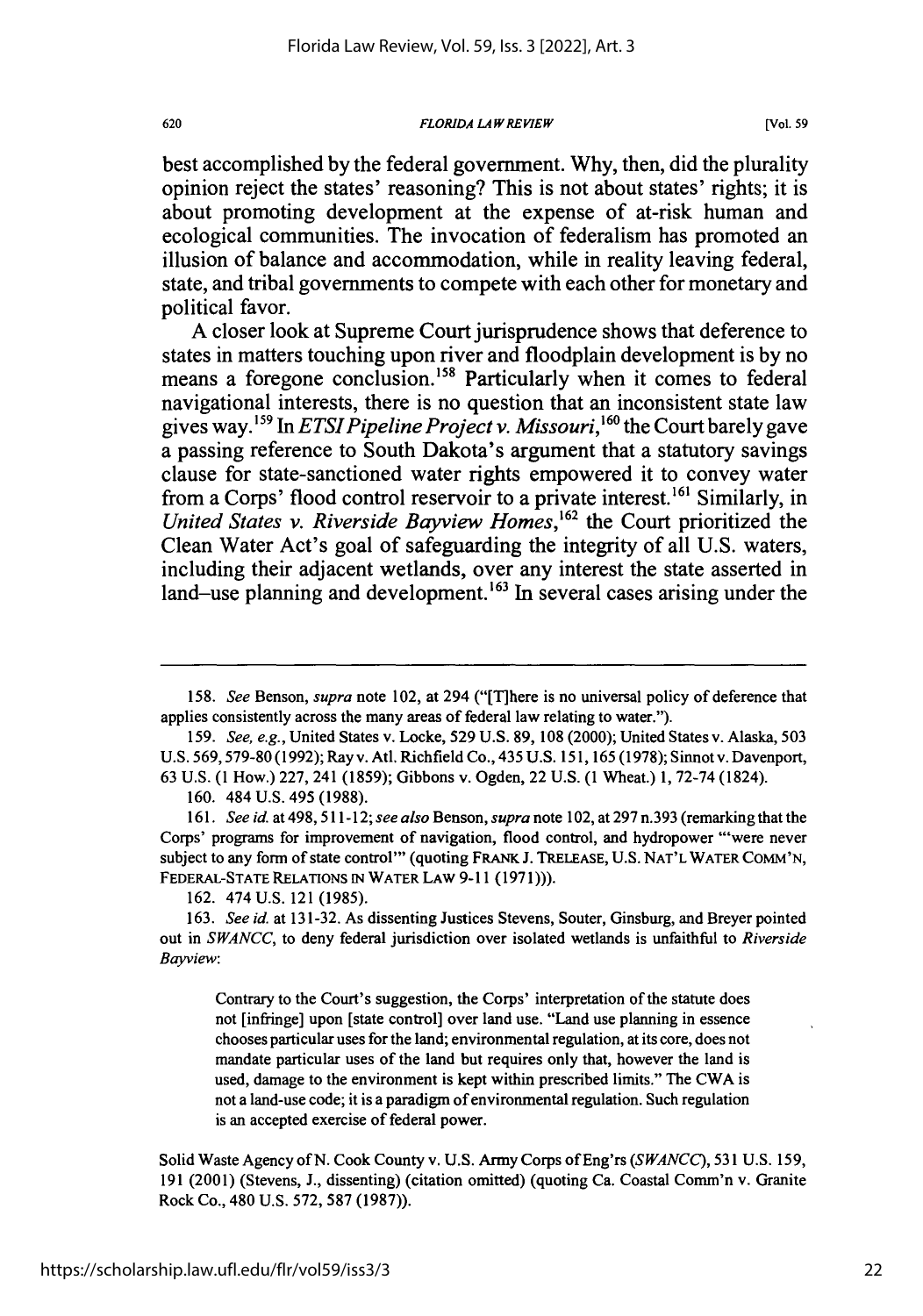best accomplished by the federal government. Why, then, did the plurality opinion reject the states' reasoning? This is not about states' rights; it is about promoting development at the expense of at-risk human and ecological communities. The invocation of federalism has promoted an illusion of balance and accommodation, while in reality leaving federal, state, and tribal governments to compete with each other for monetary and political favor.

A closer look at Supreme Court jurisprudence shows that deference to states in matters touching upon river and floodplain development is by no means a foregone conclusion.[158] Particularly when it comes to federal navigational interests, there is no question that an inconsistent state law gives way.[159] In *ETSI Pipeline Project v. Missouri*,[160] the Court barely gave a passing reference to South Dakota's argument that a statutory savings clause for state-sanctioned water rights empowered it to convey water from a Corps' flood control reservoir to a private interest.[161] Similarly, in *United States v. Riverside Bayview Homes*,[162] the Court prioritized the Clean Water Act's goal of safeguarding the integrity of all U.S. waters, including their adjacent wetlands, over any interest the state asserted in land–use planning and development.[163] In several cases arising under the

---

158. *See* Benson, *supra* note 102, at 294 ("[T]here is no universal policy of deference that applies consistently across the many areas of federal law relating to water.").

159. *See, e.g.*, United States v. Locke, 529 U.S. 89, 108 (2000); United States v. Alaska, 503 U.S. 569, 579-80 (1992); Ray v. Atl. Richfield Co., 435 U.S. 151, 165 (1978); Sinnot v. Davenport, 63 U.S. (1 How.) 227, 241 (1859); Gibbons v. Ogden, 22 U.S. (1 Wheat.) 1, 72-74 (1824).

160. 484 U.S. 495 (1988).

161. *See id.* at 498, 511-12; *see also* Benson, *supra* note 102, at 297 n.393 (remarking that the Corps' programs for improvement of navigation, flood control, and hydropower "'were never subject to any form of state control'" (quoting FRANK J. TRELEASE, U.S. NAT'L WATER COMM'N, FEDERAL-STATE RELATIONS IN WATER LAW 9-11 (1971))).

162. 474 U.S. 121 (1985).

163. *See id.* at 131-32. As dissenting Justices Stevens, Souter, Ginsburg, and Breyer pointed out in *SWANCC*, to deny federal jurisdiction over isolated wetlands is unfaithful to *Riverside Bayview*:

> Contrary to the Court's suggestion, the Corps' interpretation of the statute does not [infringe] upon [state control] over land use. "Land use planning in essence chooses particular uses for the land; environmental regulation, at its core, does not mandate particular uses of the land but requires only that, however the land is used, damage to the environment is kept within prescribed limits." The CWA is not a land-use code; it is a paradigm of environmental regulation. Such regulation is an accepted exercise of federal power.

Solid Waste Agency of N. Cook County v. U.S. Army Corps of Eng'rs (*SWANCC*), 531 U.S. 159, 191 (2001) (Stevens, J., dissenting) (citation omitted) (quoting Ca. Coastal Comm'n v. Granite Rock Co., 480 U.S. 572, 587 (1987)).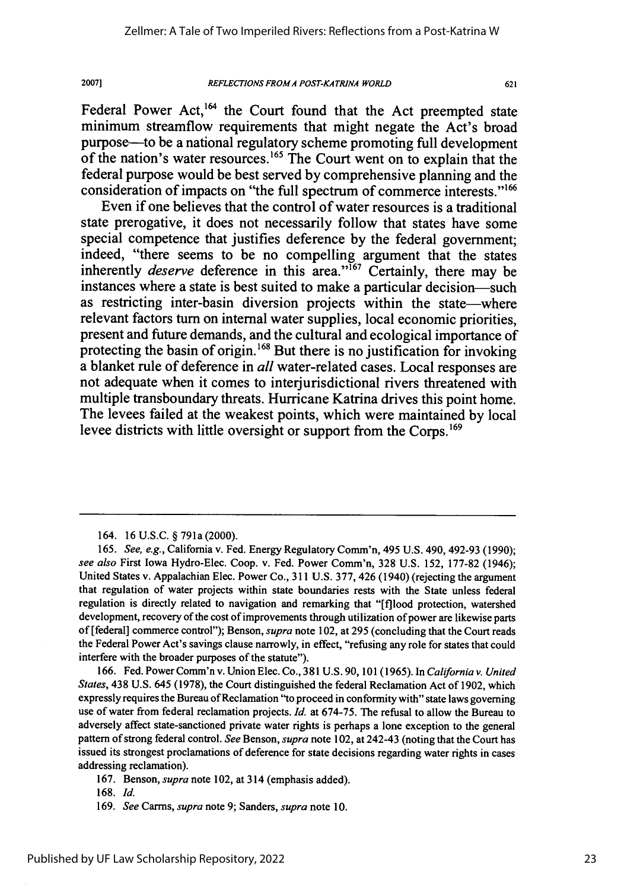Federal Power Act,[164] the Court found that the Act preempted state minimum streamflow requirements that might negate the Act's broad purpose—to be a national regulatory scheme promoting full development of the nation's water resources.[165] The Court went on to explain that the federal purpose would be best served by comprehensive planning and the consideration of impacts on "the full spectrum of commerce interests."[166]

Even if one believes that the control of water resources is a traditional state prerogative, it does not necessarily follow that states have some special competence that justifies deference by the federal government; indeed, "there seems to be no compelling argument that the states inherently *deserve* deference in this area."[167] Certainly, there may be instances where a state is best suited to make a particular decision—such as restricting inter-basin diversion projects within the state—where relevant factors turn on internal water supplies, local economic priorities, present and future demands, and the cultural and ecological importance of protecting the basin of origin.[168] But there is no justification for invoking a blanket rule of deference in *all* water-related cases. Local responses are not adequate when it comes to interjurisdictional rivers threatened with multiple transboundary threats. Hurricane Katrina drives this point home. The levees failed at the weakest points, which were maintained by local levee districts with little oversight or support from the Corps.[169]

---

164. 16 U.S.C. § 791a (2000).

165. *See, e.g.*, California v. Fed. Energy Regulatory Comm'n, 495 U.S. 490, 492-93 (1990); *see also* First Iowa Hydro-Elec. Coop. v. Fed. Power Comm'n, 328 U.S. 152, 177-82 (1946); United States v. Appalachian Elec. Power Co., 311 U.S. 377, 426 (1940) (rejecting the argument that regulation of water projects within state boundaries rests with the State unless federal regulation is directly related to navigation and remarking that "[f]lood protection, watershed development, recovery of the cost of improvements through utilization of power are likewise parts of [federal] commerce control"); Benson, *supra* note 102, at 295 (concluding that the Court reads the Federal Power Act's savings clause narrowly, in effect, "refusing any role for states that could interfere with the broader purposes of the statute").

166. Fed. Power Comm'n v. Union Elec. Co., 381 U.S. 90, 101 (1965). In *California v. United States*, 438 U.S. 645 (1978), the Court distinguished the federal Reclamation Act of 1902, which expressly requires the Bureau of Reclamation "to proceed in conformity with" state laws governing use of water from federal reclamation projects. *Id.* at 674-75. The refusal to allow the Bureau to adversely affect state-sanctioned private water rights is perhaps a lone exception to the general pattern of strong federal control. *See* Benson, *supra* note 102, at 242-43 (noting that the Court has issued its strongest proclamations of deference for state decisions regarding water rights in cases addressing reclamation).

167. Benson, *supra* note 102, at 314 (emphasis added).

168. *Id.*

169. *See* Carrns, *supra* note 9; Sanders, *supra* note 10.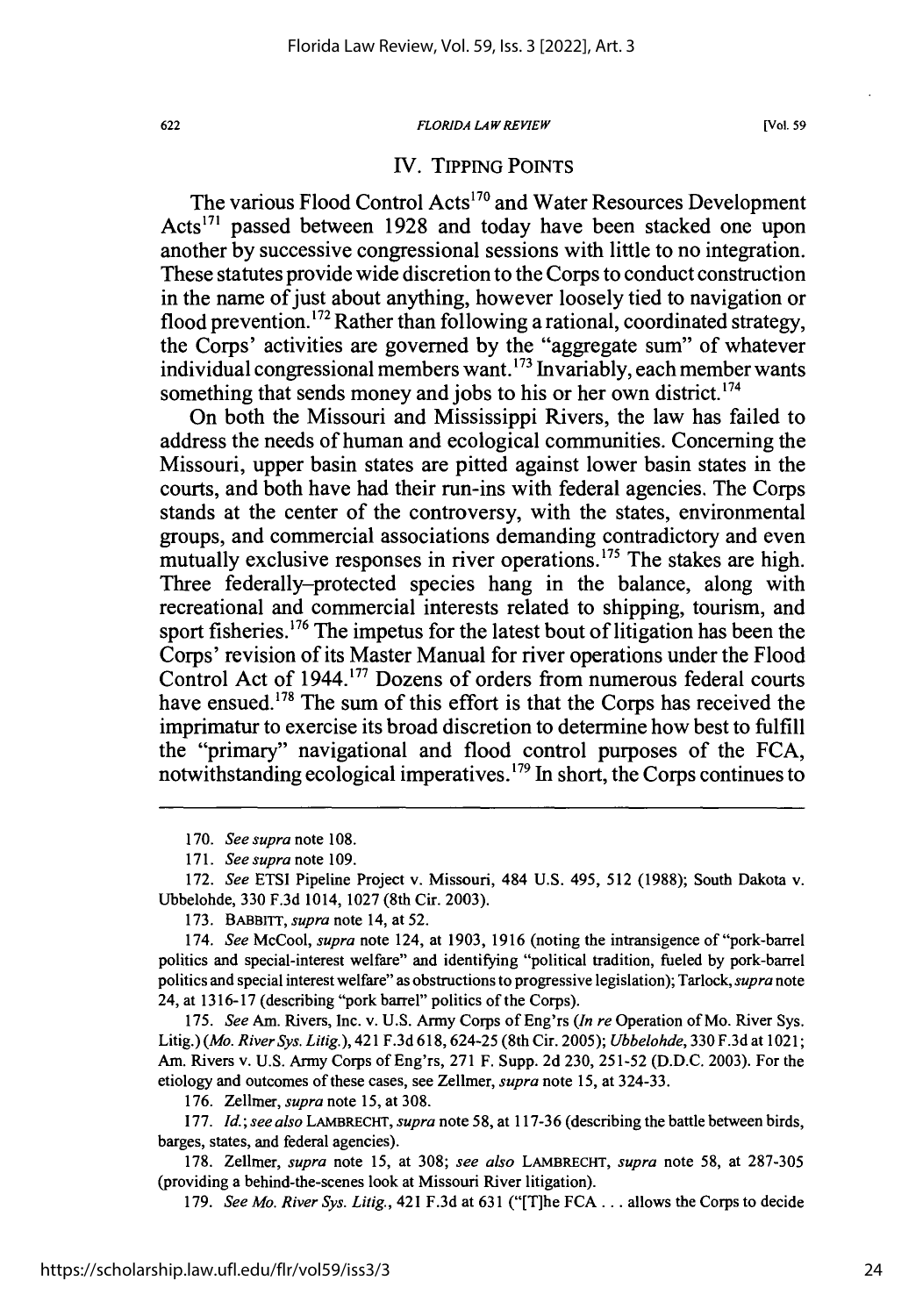## IV. TIPPING POINTS

The various Flood Control Acts[170] and Water Resources Development Acts[171] passed between 1928 and today have been stacked one upon another by successive congressional sessions with little to no integration. These statutes provide wide discretion to the Corps to conduct construction in the name of just about anything, however loosely tied to navigation or flood prevention.[172] Rather than following a rational, coordinated strategy, the Corps' activities are governed by the "aggregate sum" of whatever individual congressional members want.[173] Invariably, each member wants something that sends money and jobs to his or her own district.[174]

On both the Missouri and Mississippi Rivers, the law has failed to address the needs of human and ecological communities. Concerning the Missouri, upper basin states are pitted against lower basin states in the courts, and both have had their run-ins with federal agencies. The Corps stands at the center of the controversy, with the states, environmental groups, and commercial associations demanding contradictory and even mutually exclusive responses in river operations.[175] The stakes are high. Three federally–protected species hang in the balance, along with recreational and commercial interests related to shipping, tourism, and sport fisheries.[176] The impetus for the latest bout of litigation has been the Corps' revision of its Master Manual for river operations under the Flood Control Act of 1944.[177] Dozens of orders from numerous federal courts have ensued.[178] The sum of this effort is that the Corps has received the imprimatur to exercise its broad discretion to determine how best to fulfill the "primary" navigational and flood control purposes of the FCA, notwithstanding ecological imperatives.[179] In short, the Corps continues to

---

170. *See supra* note 108.

171. *See supra* note 109.

172. *See* ETSI Pipeline Project v. Missouri, 484 U.S. 495, 512 (1988); South Dakota v. Ubbelohde, 330 F.3d 1014, 1027 (8th Cir. 2003).

173. BABBITT, *supra* note 14, at 52.

174. *See* McCool, *supra* note 124, at 1903, 1916 (noting the intransigence of "pork-barrel politics and special-interest welfare" and identifying "political tradition, fueled by pork-barrel politics and special interest welfare" as obstructions to progressive legislation); Tarlock, *supra* note 24, at 1316-17 (describing "pork barrel" politics of the Corps).

175. *See* Am. Rivers, Inc. v. U.S. Army Corps of Eng'rs (*In re* Operation of Mo. River Sys. Litig.) (*Mo. River Sys. Litig.*), 421 F.3d 618, 624-25 (8th Cir. 2005); *Ubbelohde*, 330 F.3d at 1021; Am. Rivers v. U.S. Army Corps of Eng'rs, 271 F. Supp. 2d 230, 251-52 (D.D.C. 2003). For the etiology and outcomes of these cases, see Zellmer, *supra* note 15, at 324-33.

176. Zellmer, *supra* note 15, at 308.

177. *Id.*; *see also* LAMBRECHT, *supra* note 58, at 117-36 (describing the battle between birds, barges, states, and federal agencies).

178. Zellmer, *supra* note 15, at 308; *see also* LAMBRECHT, *supra* note 58, at 287-305 (providing a behind-the-scenes look at Missouri River litigation).

179. *See Mo. River Sys. Litig.*, 421 F.3d at 631 ("[T]he FCA . . . allows the Corps to decide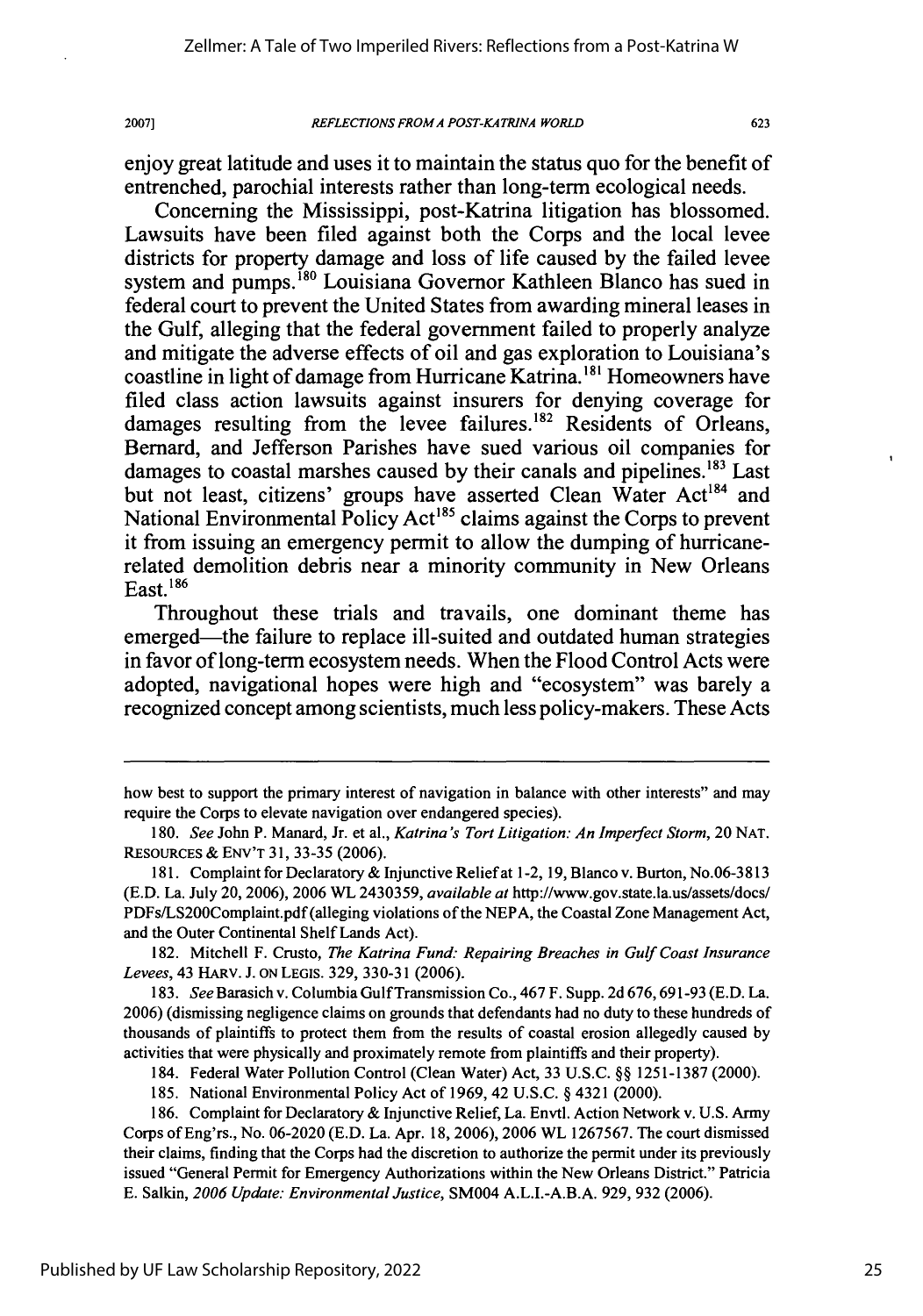enjoy great latitude and uses it to maintain the status quo for the benefit of entrenched, parochial interests rather than long-term ecological needs.

Concerning the Mississippi, post-Katrina litigation has blossomed. Lawsuits have been filed against both the Corps and the local levee districts for property damage and loss of life caused by the failed levee system and pumps.[180] Louisiana Governor Kathleen Blanco has sued in federal court to prevent the United States from awarding mineral leases in the Gulf, alleging that the federal government failed to properly analyze and mitigate the adverse effects of oil and gas exploration to Louisiana's coastline in light of damage from Hurricane Katrina.[181] Homeowners have filed class action lawsuits against insurers for denying coverage for damages resulting from the levee failures.[182] Residents of Orleans, Bernard, and Jefferson Parishes have sued various oil companies for damages to coastal marshes caused by their canals and pipelines.[183] Last but not least, citizens' groups have asserted Clean Water Act[184] and National Environmental Policy Act[185] claims against the Corps to prevent it from issuing an emergency permit to allow the dumping of hurricane-related demolition debris near a minority community in New Orleans East.[186]

Throughout these trials and travails, one dominant theme has emerged—the failure to replace ill-suited and outdated human strategies in favor of long-term ecosystem needs. When the Flood Control Acts were adopted, navigational hopes were high and "ecosystem" was barely a recognized concept among scientists, much less policy-makers. These Acts

---

how best to support the primary interest of navigation in balance with other interests" and may require the Corps to elevate navigation over endangered species).

180. *See* John P. Manard, Jr. et al., *Katrina's Tort Litigation: An Imperfect Storm*, 20 NAT. RESOURCES & ENV'T 31, 33-35 (2006).

181. Complaint for Declaratory & Injunctive Relief at 1-2, 19, Blanco v. Burton, No. 06-3813 (E.D. La. July 20, 2006), 2006 WL 2430359, *available at* http://www.gov.state.la.us/assets/docs/PDFs/LS200Complaint.pdf (alleging violations of the NEPA, the Coastal Zone Management Act, and the Outer Continental Shelf Lands Act).

182. Mitchell F. Crusto, *The Katrina Fund: Repairing Breaches in Gulf Coast Insurance Levees*, 43 HARV. J. ON LEGIS. 329, 330-31 (2006).

183. *See* Barasich v. Columbia Gulf Transmission Co., 467 F. Supp. 2d 676, 691-93 (E.D. La. 2006) (dismissing negligence claims on grounds that defendants had no duty to these hundreds of thousands of plaintiffs to protect them from the results of coastal erosion allegedly caused by activities that were physically and proximately remote from plaintiffs and their property).

184. Federal Water Pollution Control (Clean Water) Act, 33 U.S.C. §§ 1251-1387 (2000).

185. National Environmental Policy Act of 1969, 42 U.S.C. § 4321 (2000).

186. Complaint for Declaratory & Injunctive Relief, La. Envtl. Action Network v. U.S. Army Corps of Eng'rs., No. 06-2020 (E.D. La. Apr. 18, 2006), 2006 WL 1267567. The court dismissed their claims, finding that the Corps had the discretion to authorize the permit under its previously issued "General Permit for Emergency Authorizations within the New Orleans District." Patricia E. Salkin, *2006 Update: Environmental Justice*, SM004 A.L.I.-A.B.A. 929, 932 (2006).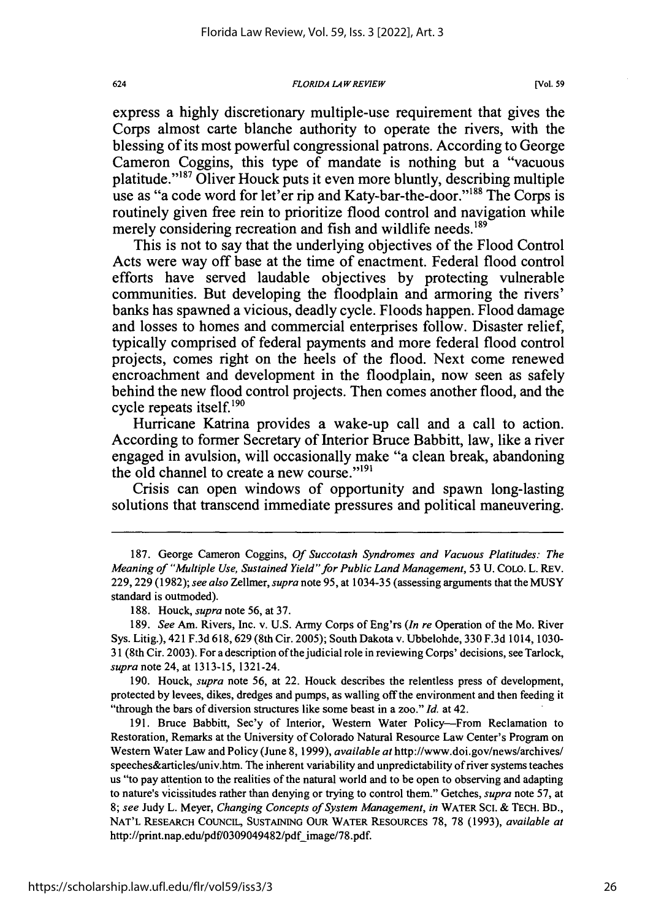express a highly discretionary multiple-use requirement that gives the Corps almost carte blanche authority to operate the rivers, with the blessing of its most powerful congressional patrons. According to George Cameron Coggins, this type of mandate is nothing but a "vacuous platitude."[187] Oliver Houck puts it even more bluntly, describing multiple use as "a code word for let'er rip and Katy-bar-the-door."[188] The Corps is routinely given free rein to prioritize flood control and navigation while merely considering recreation and fish and wildlife needs.[189]

This is not to say that the underlying objectives of the Flood Control Acts were way off base at the time of enactment. Federal flood control efforts have served laudable objectives by protecting vulnerable communities. But developing the floodplain and armoring the rivers' banks has spawned a vicious, deadly cycle. Floods happen. Flood damage and losses to homes and commercial enterprises follow. Disaster relief, typically comprised of federal payments and more federal flood control projects, comes right on the heels of the flood. Next come renewed encroachment and development in the floodplain, now seen as safely behind the new flood control projects. Then comes another flood, and the cycle repeats itself.[190]

Hurricane Katrina provides a wake-up call and a call to action. According to former Secretary of Interior Bruce Babbitt, law, like a river engaged in avulsion, will occasionally make "a clean break, abandoning the old channel to create a new course."[191]

Crisis can open windows of opportunity and spawn long-lasting solutions that transcend immediate pressures and political maneuvering.

---

187. George Cameron Coggins, *Of Succotash Syndromes and Vacuous Platitudes: The Meaning of "Multiple Use, Sustained Yield" for Public Land Management*, 53 U. COLO. L. REV. 229, 229 (1982); *see also* Zellmer, *supra* note 95, at 1034-35 (assessing arguments that the MUSY standard is outmoded).

188. Houck, *supra* note 56, at 37.

189. *See* Am. Rivers, Inc. v. U.S. Army Corps of Eng'rs (*In re* Operation of the Mo. River Sys. Litig.), 421 F.3d 618, 629 (8th Cir. 2005); South Dakota v. Ubbelohde, 330 F.3d 1014, 1030-31 (8th Cir. 2003). For a description of the judicial role in reviewing Corps' decisions, see Tarlock, *supra* note 24, at 1313-15, 1321-24.

190. Houck, *supra* note 56, at 22. Houck describes the relentless press of development, protected by levees, dikes, dredges and pumps, as walling off the environment and then feeding it "through the bars of diversion structures like some beast in a zoo." *Id.* at 42.

191. Bruce Babbitt, Sec'y of Interior, Western Water Policy—From Reclamation to Restoration, Remarks at the University of Colorado Natural Resource Law Center's Program on Western Water Law and Policy (June 8, 1999), *available at* http://www.doi.gov/news/archives/speeches&articles/univ.htm. The inherent variability and unpredictability of river systems teaches us "to pay attention to the realities of the natural world and to be open to observing and adapting to nature's vicissitudes rather than denying or trying to control them." Getches, *supra* note 57, at 8; *see* Judy L. Meyer, *Changing Concepts of System Management*, *in* WATER SCI. & TECH. BD., NAT'L RESEARCH COUNCIL, SUSTAINING OUR WATER RESOURCES 78, 78 (1993), *available at* http://print.nap.edu/pdf/0309049482/pdf_image/78.pdf.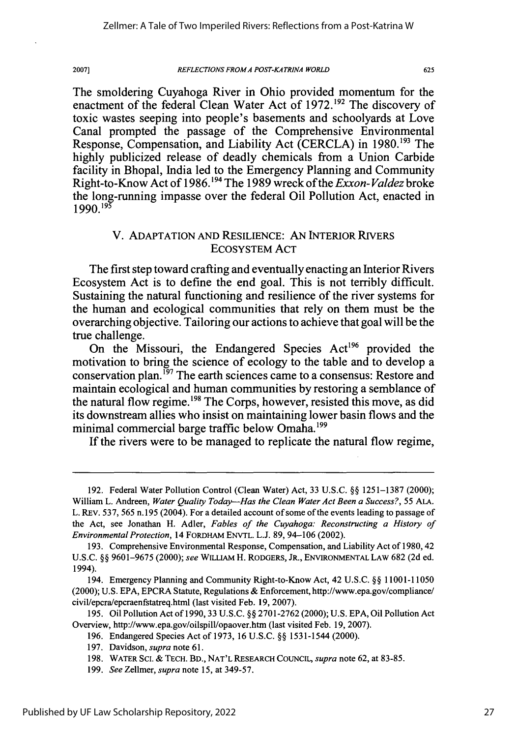The smoldering Cuyahoga River in Ohio provided momentum for the enactment of the federal Clean Water Act of 1972.[192] The discovery of toxic wastes seeping into people's basements and schoolyards at Love Canal prompted the passage of the Comprehensive Environmental Response, Compensation, and Liability Act (CERCLA) in 1980.[193] The highly publicized release of deadly chemicals from a Union Carbide facility in Bhopal, India led to the Emergency Planning and Community Right-to-Know Act of 1986.[194] The 1989 wreck of the *Exxon-Valdez* broke the long-running impasse over the federal Oil Pollution Act, enacted in 1990.[195]

## V. ADAPTATION AND RESILIENCE: AN INTERIOR RIVERS ECOSYSTEM ACT

The first step toward crafting and eventually enacting an Interior Rivers Ecosystem Act is to define the end goal. This is not terribly difficult. Sustaining the natural functioning and resilience of the river systems for the human and ecological communities that rely on them must be the overarching objective. Tailoring our actions to achieve that goal will be the true challenge.

On the Missouri, the Endangered Species Act[196] provided the motivation to bring the science of ecology to the table and to develop a conservation plan.[197] The earth sciences came to a consensus: Restore and maintain ecological and human communities by restoring a semblance of the natural flow regime.[198] The Corps, however, resisted this move, as did its downstream allies who insist on maintaining lower basin flows and the minimal commercial barge traffic below Omaha.[199]

If the rivers were to be managed to replicate the natural flow regime,

---

192. Federal Water Pollution Control (Clean Water) Act, 33 U.S.C. §§ 1251–1387 (2000); William L. Andreen, *Water Quality Today—Has the Clean Water Act Been a Success?*, 55 ALA. L. REV. 537, 565 n.195 (2004). For a detailed account of some of the events leading to passage of the Act, see Jonathan H. Adler, *Fables of the Cuyahoga: Reconstructing a History of Environmental Protection*, 14 FORDHAM ENVTL. L.J. 89, 94–106 (2002).

193. Comprehensive Environmental Response, Compensation, and Liability Act of 1980, 42 U.S.C. §§ 9601–9675 (2000); *see* WILLIAM H. RODGERS, JR., ENVIRONMENTAL LAW 682 (2d ed. 1994).

194. Emergency Planning and Community Right-to-Know Act, 42 U.S.C. §§ 11001-11050 (2000); U.S. EPA, EPCRA Statute, Regulations & Enforcement, http://www.epa.gov/compliance/civil/epcra/epcraenfstatreq.html (last visited Feb. 19, 2007).

195. Oil Pollution Act of 1990, 33 U.S.C. §§ 2701-2762 (2000); U.S. EPA, Oil Pollution Act Overview, http://www.epa.gov/oilspill/opaover.htm (last visited Feb. 19, 2007).

196. Endangered Species Act of 1973, 16 U.S.C. §§ 1531-1544 (2000).

197. Davidson, *supra* note 61.

198. WATER SCI. & TECH. BD., NAT'L RESEARCH COUNCIL, *supra* note 62, at 83-85.

199. *See* Zellmer, *supra* note 15, at 349-57.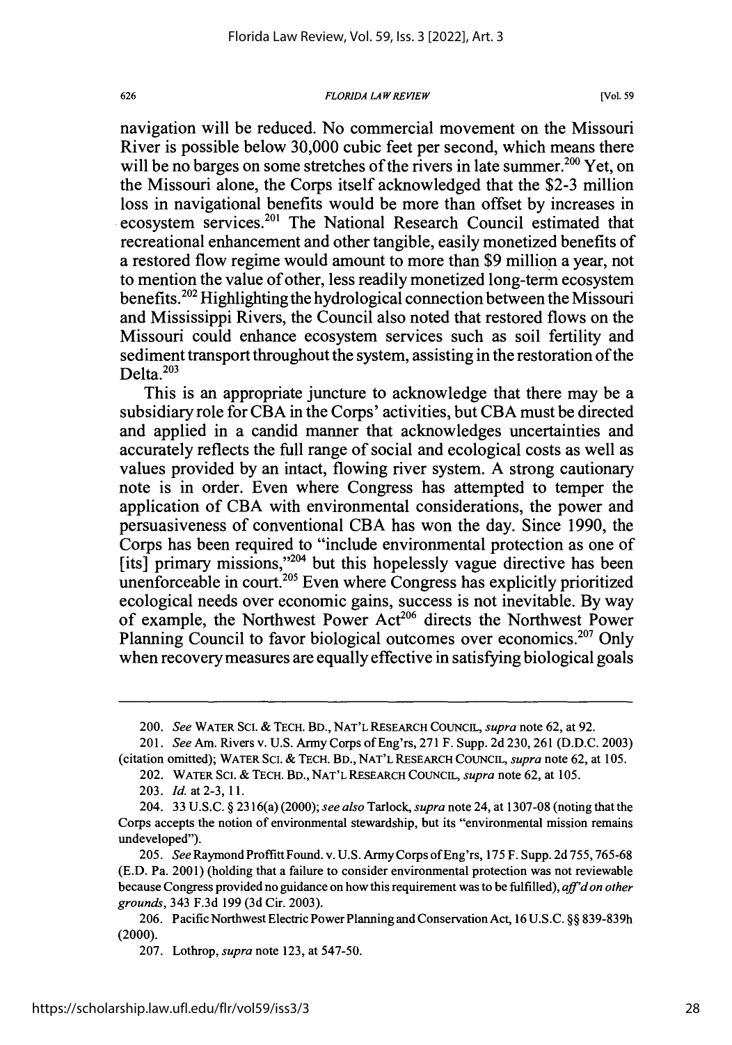navigation will be reduced. No commercial movement on the Missouri River is possible below 30,000 cubic feet per second, which means there will be no barges on some stretches of the rivers in late summer.[200] Yet, on the Missouri alone, the Corps itself acknowledged that the $2-3 million loss in navigational benefits would be more than offset by increases in ecosystem services.[201] The National Research Council estimated that recreational enhancement and other tangible, easily monetized benefits of a restored flow regime would amount to more than $9 million a year, not to mention the value of other, less readily monetized long-term ecosystem benefits.[202] Highlighting the hydrological connection between the Missouri and Mississippi Rivers, the Council also noted that restored flows on the Missouri could enhance ecosystem services such as soil fertility and sediment transport throughout the system, assisting in the restoration of the Delta.[203]

This is an appropriate juncture to acknowledge that there may be a subsidiary role for CBA in the Corps' activities, but CBA must be directed and applied in a candid manner that acknowledges uncertainties and accurately reflects the full range of social and ecological costs as well as values provided by an intact, flowing river system. A strong cautionary note is in order. Even where Congress has attempted to temper the application of CBA with environmental considerations, the power and persuasiveness of conventional CBA has won the day. Since 1990, the Corps has been required to "include environmental protection as one of [its] primary missions,"[204] but this hopelessly vague directive has been unenforceable in court.[205] Even where Congress has explicitly prioritized ecological needs over economic gains, success is not inevitable. By way of example, the Northwest Power Act[206] directs the Northwest Power Planning Council to favor biological outcomes over economics.[207] Only when recovery measures are equally effective in satisfying biological goals

---

200. *See* WATER SCI. & TECH. BD., NAT'L RESEARCH COUNCIL, *supra* note 62, at 92.

201. *See* Am. Rivers v. U.S. Army Corps of Eng'rs, 271 F. Supp. 2d 230, 261 (D.D.C. 2003) (citation omitted); WATER SCI. & TECH. BD., NAT'L RESEARCH COUNCIL, *supra* note 62, at 105.

202. WATER SCI. & TECH. BD., NAT'L RESEARCH COUNCIL, *supra* note 62, at 105.

203. *Id.* at 2-3, 11.

204. 33 U.S.C. § 2316(a) (2000); *see also* Tarlock, *supra* note 24, at 1307-08 (noting that the Corps accepts the notion of environmental stewardship, but its "environmental mission remains undeveloped").

205. *See* Raymond Proffitt Found. v. U.S. Army Corps of Eng'rs, 175 F. Supp. 2d 755, 765-68 (E.D. Pa. 2001) (holding that a failure to consider environmental protection was not reviewable because Congress provided no guidance on how this requirement was to be fulfilled), *aff'd on other grounds*, 343 F.3d 199 (3d Cir. 2003).

206. Pacific Northwest Electric Power Planning and Conservation Act, 16 U.S.C. §§ 839-839h (2000).

207. Lothrop, *supra* note 123, at 547-50.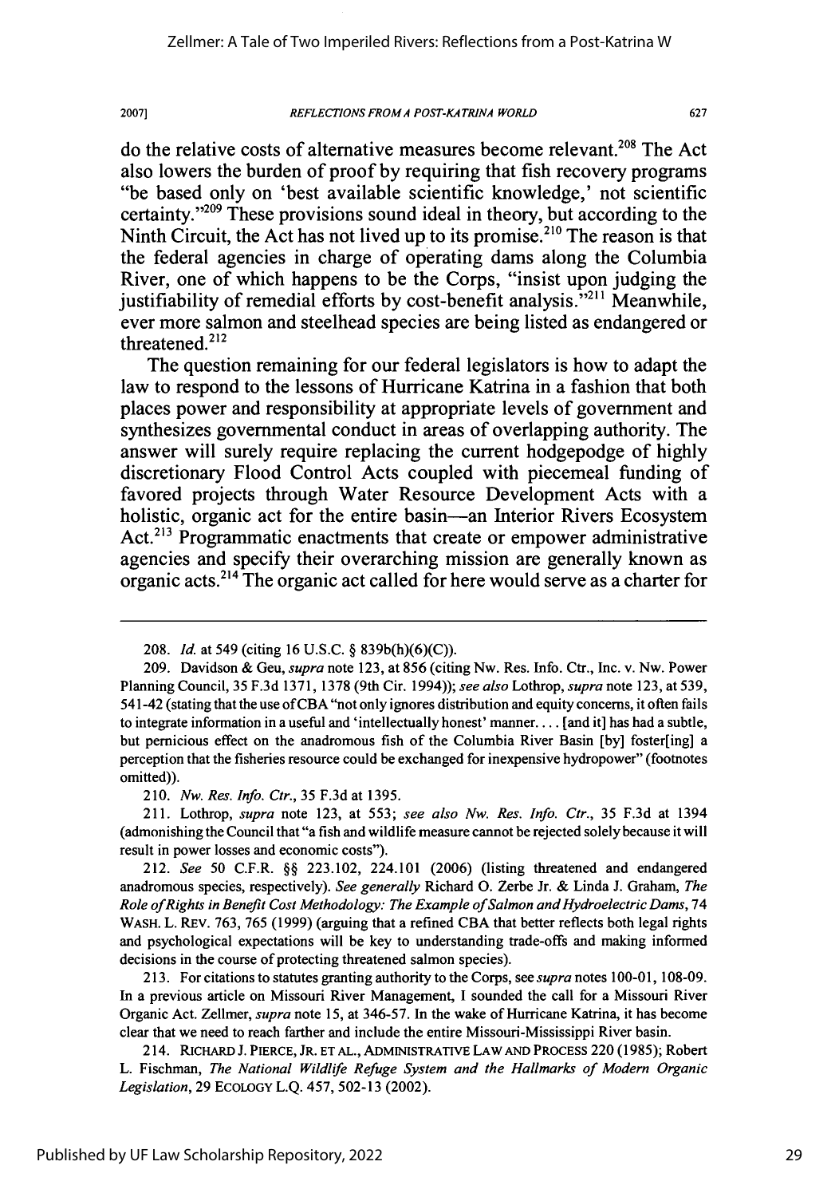do the relative costs of alternative measures become relevant.[208] The Act also lowers the burden of proof by requiring that fish recovery programs "be based only on 'best available scientific knowledge,' not scientific certainty."[209] These provisions sound ideal in theory, but according to the Ninth Circuit, the Act has not lived up to its promise.[210] The reason is that the federal agencies in charge of operating dams along the Columbia River, one of which happens to be the Corps, "insist upon judging the justifiability of remedial efforts by cost-benefit analysis."[211] Meanwhile, ever more salmon and steelhead species are being listed as endangered or threatened.[212]

The question remaining for our federal legislators is how to adapt the law to respond to the lessons of Hurricane Katrina in a fashion that both places power and responsibility at appropriate levels of government and synthesizes governmental conduct in areas of overlapping authority. The answer will surely require replacing the current hodgepodge of highly discretionary Flood Control Acts coupled with piecemeal funding of favored projects through Water Resource Development Acts with a holistic, organic act for the entire basin—an Interior Rivers Ecosystem Act.[213] Programmatic enactments that create or empower administrative agencies and specify their overarching mission are generally known as organic acts.[214] The organic act called for here would serve as a charter for

---

208. *Id.* at 549 (citing 16 U.S.C. § 839b(h)(6)(C)).

209. Davidson & Geu, *supra* note 123, at 856 (citing Nw. Res. Info. Ctr., Inc. v. Nw. Power Planning Council, 35 F.3d 1371, 1378 (9th Cir. 1994)); *see also* Lothrop, *supra* note 123, at 539, 541-42 (stating that the use of CBA "not only ignores distribution and equity concerns, it often fails to integrate information in a useful and 'intellectually honest' manner. . . . [and it] has had a subtle, but pernicious effect on the anadromous fish of the Columbia River Basin [by] foster[ing] a perception that the fisheries resource could be exchanged for inexpensive hydropower" (footnotes omitted)).

210. *Nw. Res. Info. Ctr.*, 35 F.3d at 1395.

211. Lothrop, *supra* note 123, at 553; *see also Nw. Res. Info. Ctr.*, 35 F.3d at 1394 (admonishing the Council that "a fish and wildlife measure cannot be rejected solely because it will result in power losses and economic costs").

212. *See* 50 C.F.R. §§ 223.102, 224.101 (2006) (listing threatened and endangered anadromous species, respectively). *See generally* Richard O. Zerbe Jr. & Linda J. Graham, *The Role of Rights in Benefit Cost Methodology: The Example of Salmon and Hydroelectric Dams*, 74 WASH. L. REV. 763, 765 (1999) (arguing that a refined CBA that better reflects both legal rights and psychological expectations will be key to understanding trade-offs and making informed decisions in the course of protecting threatened salmon species).

213. For citations to statutes granting authority to the Corps, see *supra* notes 100-01, 108-09. In a previous article on Missouri River Management, I sounded the call for a Missouri River Organic Act. Zellmer, *supra* note 15, at 346-57. In the wake of Hurricane Katrina, it has become clear that we need to reach farther and include the entire Missouri-Mississippi River basin.

214. RICHARD J. PIERCE, JR. ET AL., ADMINISTRATIVE LAW AND PROCESS 220 (1985); Robert L. Fischman, *The National Wildlife Refuge System and the Hallmarks of Modern Organic Legislation*, 29 ECOLOGY L.Q. 457, 502-13 (2002).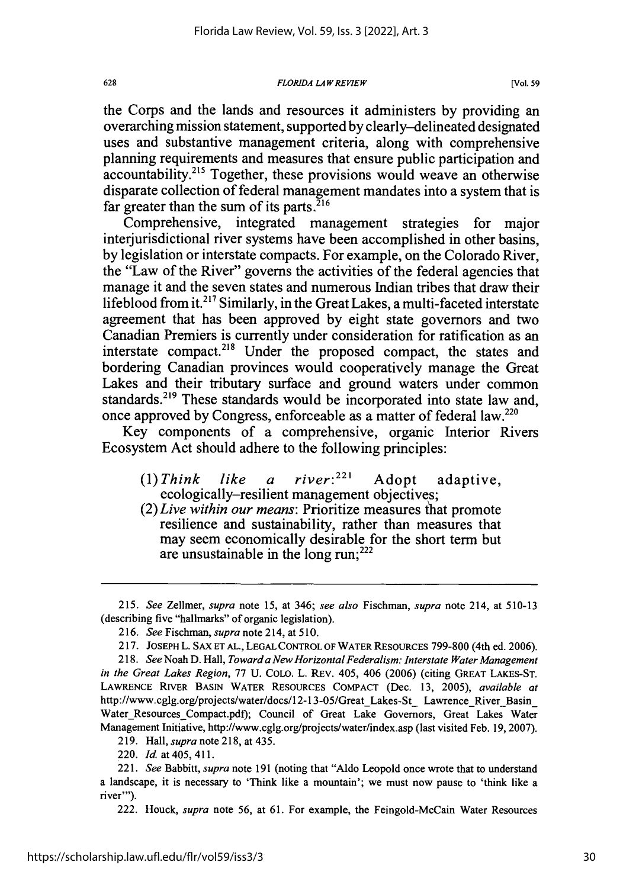the Corps and the lands and resources it administers by providing an overarching mission statement, supported by clearly–delineated designated uses and substantive management criteria, along with comprehensive planning requirements and measures that ensure public participation and accountability.[215] Together, these provisions would weave an otherwise disparate collection of federal management mandates into a system that is far greater than the sum of its parts.[216]

Comprehensive, integrated management strategies for major interjurisdictional river systems have been accomplished in other basins, by legislation or interstate compacts. For example, on the Colorado River, the "Law of the River" governs the activities of the federal agencies that manage it and the seven states and numerous Indian tribes that draw their lifeblood from it.[217] Similarly, in the Great Lakes, a multi-faceted interstate agreement that has been approved by eight state governors and two Canadian Premiers is currently under consideration for ratification as an interstate compact.[218] Under the proposed compact, the states and bordering Canadian provinces would cooperatively manage the Great Lakes and their tributary surface and ground waters under common standards.[219] These standards would be incorporated into state law and, once approved by Congress, enforceable as a matter of federal law.[220]

Key components of a comprehensive, organic Interior Rivers Ecosystem Act should adhere to the following principles:

(1) *Think like a river*:[221] Adopt adaptive, ecologically–resilient management objectives;

(2) *Live within our means*: Prioritize measures that promote resilience and sustainability, rather than measures that may seem economically desirable for the short term but are unsustainable in the long run;[222]

---

215. *See* Zellmer, *supra* note 15, at 346; *see also* Fischman, *supra* note 214, at 510-13 (describing five "hallmarks" of organic legislation).

216. *See* Fischman, *supra* note 214, at 510.

217. JOSEPH L. SAX ET AL., LEGAL CONTROL OF WATER RESOURCES 799-800 (4th ed. 2006).

218. *See* Noah D. Hall, *Toward a New Horizontal Federalism: Interstate Water Management in the Great Lakes Region*, 77 U. COLO. L. REV. 405, 406 (2006) (citing GREAT LAKES-ST. LAWRENCE RIVER BASIN WATER RESOURCES COMPACT (Dec. 13, 2005), *available at* http://www.cglg.org/projects/water/docs/12-13-05/Great_Lakes-St_ Lawrence_River_Basin_ Water_Resources_Compact.pdf); Council of Great Lake Governors, Great Lakes Water Management Initiative, http://www.cglg.org/projects/water/index.asp (last visited Feb. 19, 2007).

219. Hall, *supra* note 218, at 435.

220. *Id.* at 405, 411.

221. *See* Babbitt, *supra* note 191 (noting that "Aldo Leopold once wrote that to understand a landscape, it is necessary to 'Think like a mountain'; we must now pause to 'think like a river'").

222. Houck, *supra* note 56, at 61. For example, the Feingold-McCain Water Resources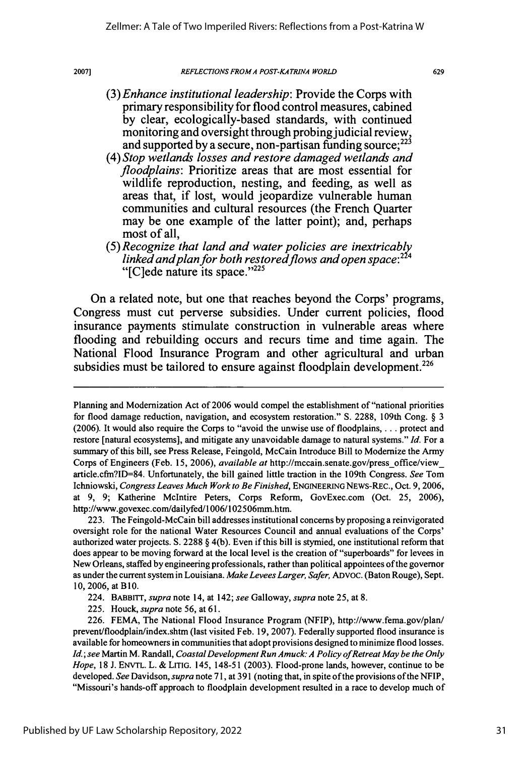(3) *Enhance institutional leadership*: Provide the Corps with primary responsibility for flood control measures, cabined by clear, ecologically-based standards, with continued monitoring and oversight through probing judicial review, and supported by a secure, non-partisan funding source;[223]

(4) *Stop wetlands losses and restore damaged wetlands and floodplains*: Prioritize areas that are most essential for wildlife reproduction, nesting, and feeding, as well as areas that, if lost, would jeopardize vulnerable human communities and cultural resources (the French Quarter may be one example of the latter point); and, perhaps most of all,

(5) *Recognize that land and water policies are inextricably linked and plan for both restored flows and open space*:[224] "[C]ede nature its space."[225]

On a related note, but one that reaches beyond the Corps' programs, Congress must cut perverse subsidies. Under current policies, flood insurance payments stimulate construction in vulnerable areas where flooding and rebuilding occurs and recurs time and time again. The National Flood Insurance Program and other agricultural and urban subsidies must be tailored to ensure against floodplain development.[226]

---

Planning and Modernization Act of 2006 would compel the establishment of "national priorities for flood damage reduction, navigation, and ecosystem restoration." S. 2288, 109th Cong. § 3 (2006). It would also require the Corps to "avoid the unwise use of floodplains, . . . protect and restore [natural ecosystems], and mitigate any unavoidable damage to natural systems." *Id.* For a summary of this bill, see Press Release, Feingold, McCain Introduce Bill to Modernize the Army Corps of Engineers (Feb. 15, 2006), *available at* http://mccain.senate.gov/press_office/view_article.cfm?ID=84. Unfortunately, the bill gained little traction in the 109th Congress. *See* Tom Ichniowski, *Congress Leaves Much Work to Be Finished*, ENGINEERING NEWS-REC., Oct. 9, 2006, at 9, 9; Katherine McIntire Peters, Corps Reform, GovExec.com (Oct. 25, 2006), http://www.govexec.com/dailyfed/1006/102506mm.htm.

223. The Feingold-McCain bill addresses institutional concerns by proposing a reinvigorated oversight role for the national Water Resources Council and annual evaluations of the Corps' authorized water projects. S. 2288 § 4(b). Even if this bill is stymied, one institutional reform that does appear to be moving forward at the local level is the creation of "superboards" for levees in New Orleans, staffed by engineering professionals, rather than political appointees of the governor as under the current system in Louisiana. *Make Levees Larger, Safer*, ADVOC. (Baton Rouge), Sept. 10, 2006, at B10.

224. BABBITT, *supra* note 14, at 142; *see* Galloway, *supra* note 25, at 8.

225. Houck, *supra* note 56, at 61.

226. FEMA, The National Flood Insurance Program (NFIP), http://www.fema.gov/plan/prevent/floodplain/index.shtm (last visited Feb. 19, 2007). Federally supported flood insurance is available for homeowners in communities that adopt provisions designed to minimize flood losses. *Id.*; *see* Martin M. Randall, *Coastal Development Run Amuck: A Policy of Retreat May be the Only Hope*, 18 J. ENVTL. L. & LITIG. 145, 148-51 (2003). Flood-prone lands, however, continue to be developed. *See* Davidson, *supra* note 71, at 391 (noting that, in spite of the provisions of the NFIP, "Missouri's hands-off approach to floodplain development resulted in a race to develop much of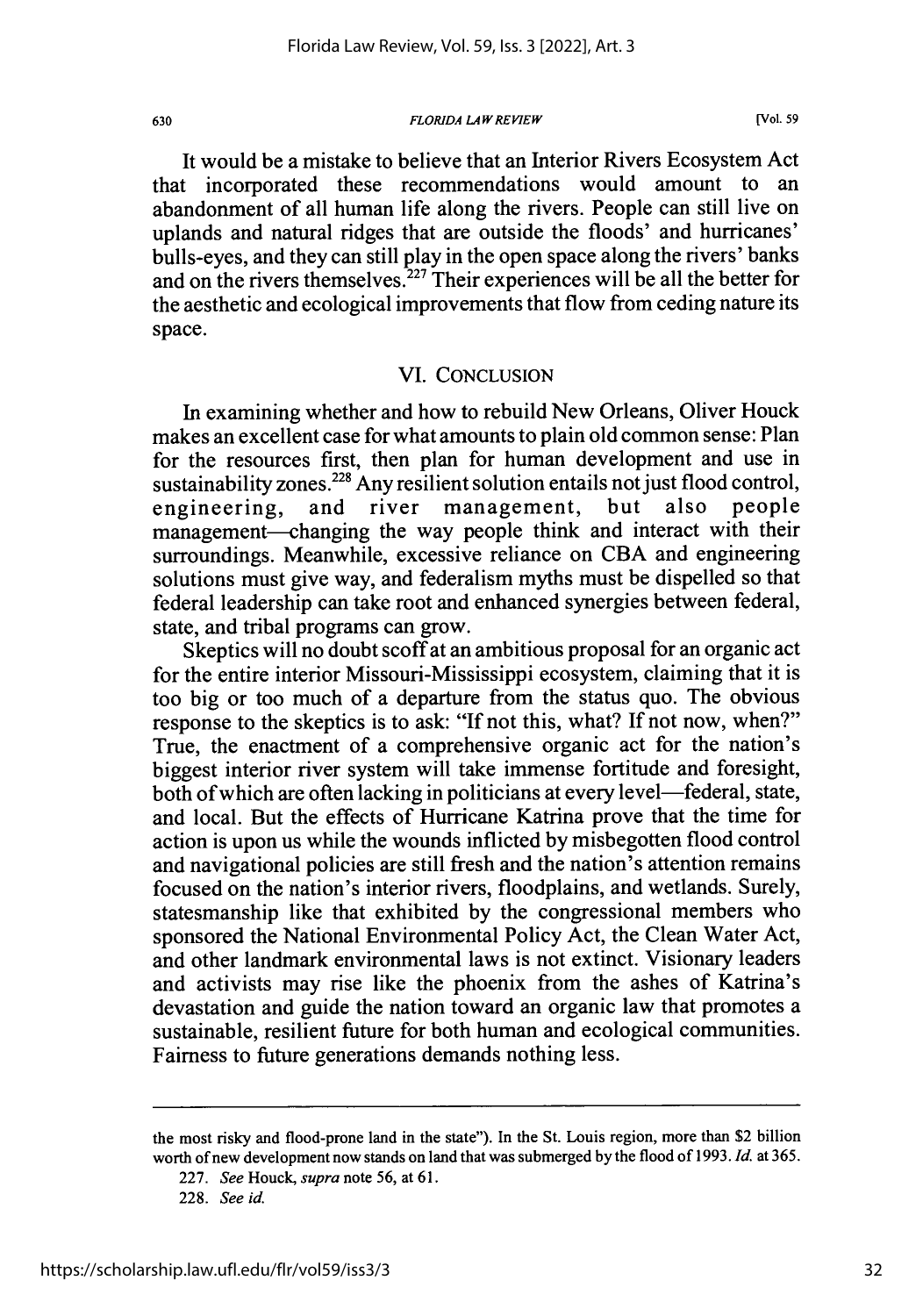It would be a mistake to believe that an Interior Rivers Ecosystem Act that incorporated these recommendations would amount to an abandonment of all human life along the rivers. People can still live on uplands and natural ridges that are outside the floods' and hurricanes' bulls-eyes, and they can still play in the open space along the rivers' banks and on the rivers themselves.[227] Their experiences will be all the better for the aesthetic and ecological improvements that flow from ceding nature its space.

## VI. CONCLUSION

In examining whether and how to rebuild New Orleans, Oliver Houck makes an excellent case for what amounts to plain old common sense: Plan for the resources first, then plan for human development and use in sustainability zones.[228] Any resilient solution entails not just flood control, engineering, and river management, but also people management—changing the way people think and interact with their surroundings. Meanwhile, excessive reliance on CBA and engineering solutions must give way, and federalism myths must be dispelled so that federal leadership can take root and enhanced synergies between federal, state, and tribal programs can grow.

Skeptics will no doubt scoff at an ambitious proposal for an organic act for the entire interior Missouri-Mississippi ecosystem, claiming that it is too big or too much of a departure from the status quo. The obvious response to the skeptics is to ask: "If not this, what? If not now, when?" True, the enactment of a comprehensive organic act for the nation's biggest interior river system will take immense fortitude and foresight, both of which are often lacking in politicians at every level—federal, state, and local. But the effects of Hurricane Katrina prove that the time for action is upon us while the wounds inflicted by misbegotten flood control and navigational policies are still fresh and the nation's attention remains focused on the nation's interior rivers, floodplains, and wetlands. Surely, statesmanship like that exhibited by the congressional members who sponsored the National Environmental Policy Act, the Clean Water Act, and other landmark environmental laws is not extinct. Visionary leaders and activists may rise like the phoenix from the ashes of Katrina's devastation and guide the nation toward an organic law that promotes a sustainable, resilient future for both human and ecological communities. Fairness to future generations demands nothing less.

---

the most risky and flood-prone land in the state"). In the St. Louis region, more than $2 billion worth of new development now stands on land that was submerged by the flood of 1993. *Id.* at 365.

227. *See* Houck, *supra* note 56, at 61.

228. *See id.*